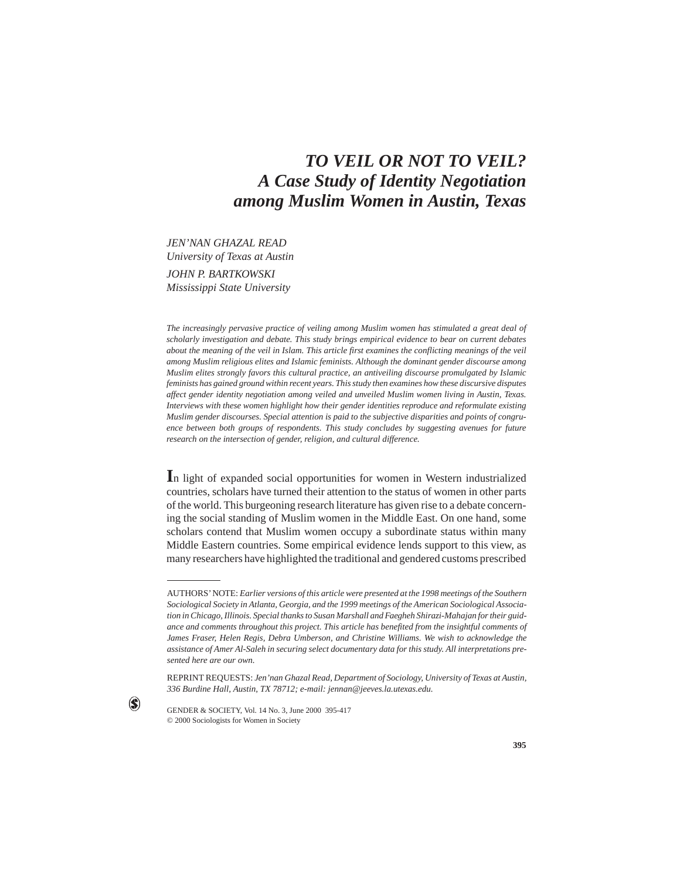# *TO VEIL OR NOT TO VEIL? A Case Study of Identity Negotiation among Muslim Women in Austin, Texas*

*JEN'NAN GHAZAL READ*
*University of Texas at Austin*

*JOHN P. BARTKOWSKI*
*Mississippi State University*

*The increasingly pervasive practice of veiling among Muslim women has stimulated a great deal of scholarly investigation and debate. This study brings empirical evidence to bear on current debates about the meaning of the veil in Islam. This article first examines the conflicting meanings of the veil among Muslim religious elites and Islamic feminists. Although the dominant gender discourse among Muslim elites strongly favors this cultural practice, an antiveiling discourse promulgated by Islamic feminists has gained ground within recent years. This study then examines how these discursive disputes affect gender identity negotiation among veiled and unveiled Muslim women living in Austin, Texas. Interviews with these women highlight how their gender identities reproduce and reformulate existing Muslim gender discourses. Special attention is paid to the subjective disparities and points of congruence between both groups of respondents. This study concludes by suggesting avenues for future research on the intersection of gender, religion, and cultural difference.*

In light of expanded social opportunities for women in Western industrialized countries, scholars have turned their attention to the status of women in other parts of the world. This burgeoning research literature has given rise to a debate concerning the social standing of Muslim women in the Middle East. On one hand, some scholars contend that Muslim women occupy a subordinate status within many Middle Eastern countries. Some empirical evidence lends support to this view, as many researchers have highlighted the traditional and gendered customs prescribed

---

AUTHORS' NOTE: *Earlier versions of this article were presented at the 1998 meetings of the Southern Sociological Society in Atlanta, Georgia, and the 1999 meetings of the American Sociological Association in Chicago, Illinois. Special thanks to Susan Marshall and Faegheh Shirazi-Mahajan for their guidance and comments throughout this project. This article has benefited from the insightful comments of James Fraser, Helen Regis, Debra Umberson, and Christine Williams. We wish to acknowledge the assistance of Amer Al-Saleh in securing select documentary data for this study. All interpretations presented here are our own.*

REPRINT REQUESTS: *Jen'nan Ghazal Read, Department of Sociology, University of Texas at Austin, 336 Burdine Hall, Austin, TX 78712; e-mail: jennan@jeeves.la.utexas.edu.*

GENDER & SOCIETY, Vol. 14 No. 3, June 2000 395-417
© 2000 Sociologists for Women in Society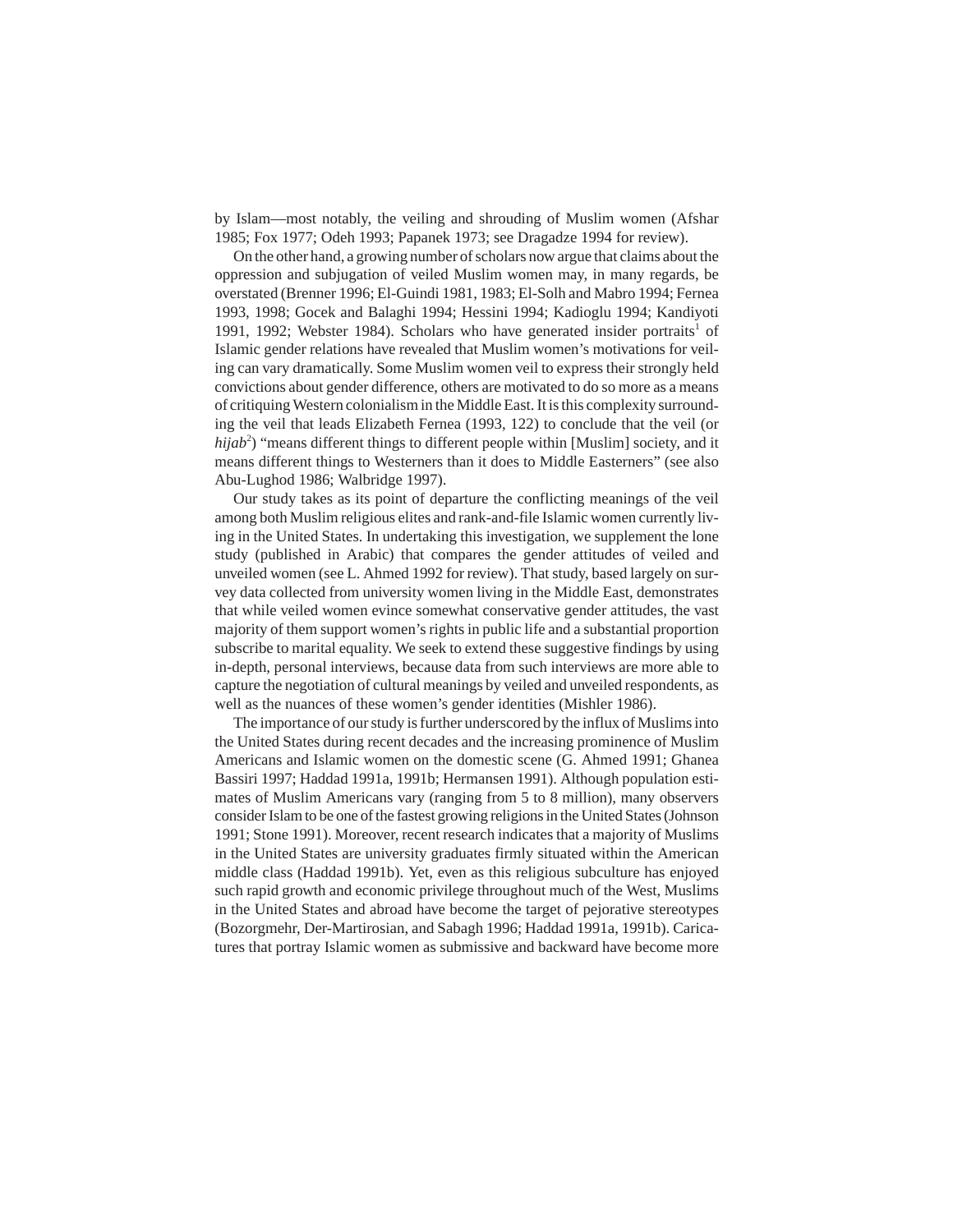by Islam—most notably, the veiling and shrouding of Muslim women (Afshar 1985; Fox 1977; Odeh 1993; Papanek 1973; see Dragadze 1994 for review).

On the other hand, a growing number of scholars now argue that claims about the oppression and subjugation of veiled Muslim women may, in many regards, be overstated (Brenner 1996; El-Guindi 1981, 1983; El-Solh and Mabro 1994; Fernea 1993, 1998; Gocek and Balaghi 1994; Hessini 1994; Kadioglu 1994; Kandiyoti 1991, 1992; Webster 1984). Scholars who have generated insider portraits[1] of Islamic gender relations have revealed that Muslim women's motivations for veiling can vary dramatically. Some Muslim women veil to express their strongly held convictions about gender difference, others are motivated to do so more as a means of critiquing Western colonialism in the Middle East. It is this complexity surrounding the veil that leads Elizabeth Fernea (1993, 122) to conclude that the veil (or *hijab*[2]) "means different things to different people within [Muslim] society, and it means different things to Westerners than it does to Middle Easterners" (see also Abu-Lughod 1986; Walbridge 1997).

Our study takes as its point of departure the conflicting meanings of the veil among both Muslim religious elites and rank-and-file Islamic women currently living in the United States. In undertaking this investigation, we supplement the lone study (published in Arabic) that compares the gender attitudes of veiled and unveiled women (see L. Ahmed 1992 for review). That study, based largely on survey data collected from university women living in the Middle East, demonstrates that while veiled women evince somewhat conservative gender attitudes, the vast majority of them support women's rights in public life and a substantial proportion subscribe to marital equality. We seek to extend these suggestive findings by using in-depth, personal interviews, because data from such interviews are more able to capture the negotiation of cultural meanings by veiled and unveiled respondents, as well as the nuances of these women's gender identities (Mishler 1986).

The importance of our study is further underscored by the influx of Muslims into the United States during recent decades and the increasing prominence of Muslim Americans and Islamic women on the domestic scene (G. Ahmed 1991; Ghanea Bassiri 1997; Haddad 1991a, 1991b; Hermansen 1991). Although population estimates of Muslim Americans vary (ranging from 5 to 8 million), many observers consider Islam to be one of the fastest growing religions in the United States (Johnson 1991; Stone 1991). Moreover, recent research indicates that a majority of Muslims in the United States are university graduates firmly situated within the American middle class (Haddad 1991b). Yet, even as this religious subculture has enjoyed such rapid growth and economic privilege throughout much of the West, Muslims in the United States and abroad have become the target of pejorative stereotypes (Bozorgmehr, Der-Martirosian, and Sabagh 1996; Haddad 1991a, 1991b). Caricatures that portray Islamic women as submissive and backward have become more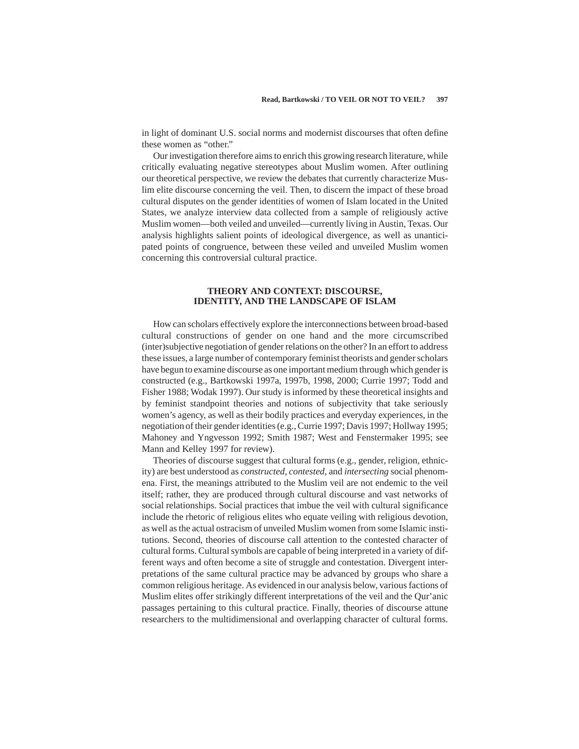in light of dominant U.S. social norms and modernist discourses that often define these women as "other."

Our investigation therefore aims to enrich this growing research literature, while critically evaluating negative stereotypes about Muslim women. After outlining our theoretical perspective, we review the debates that currently characterize Muslim elite discourse concerning the veil. Then, to discern the impact of these broad cultural disputes on the gender identities of women of Islam located in the United States, we analyze interview data collected from a sample of religiously active Muslim women—both veiled and unveiled—currently living in Austin, Texas. Our analysis highlights salient points of ideological divergence, as well as unanticipated points of congruence, between these veiled and unveiled Muslim women concerning this controversial cultural practice.

## THEORY AND CONTEXT: DISCOURSE, IDENTITY, AND THE LANDSCAPE OF ISLAM

How can scholars effectively explore the interconnections between broad-based cultural constructions of gender on one hand and the more circumscribed (inter)subjective negotiation of gender relations on the other? In an effort to address these issues, a large number of contemporary feminist theorists and gender scholars have begun to examine discourse as one important medium through which gender is constructed (e.g., Bartkowski 1997a, 1997b, 1998, 2000; Currie 1997; Todd and Fisher 1988; Wodak 1997). Our study is informed by these theoretical insights and by feminist standpoint theories and notions of subjectivity that take seriously women's agency, as well as their bodily practices and everyday experiences, in the negotiation of their gender identities (e.g., Currie 1997; Davis 1997; Hollway 1995; Mahoney and Yngvesson 1992; Smith 1987; West and Fenstermaker 1995; see Mann and Kelley 1997 for review).

Theories of discourse suggest that cultural forms (e.g., gender, religion, ethnicity) are best understood as *constructed*, *contested*, and *intersecting* social phenomena. First, the meanings attributed to the Muslim veil are not endemic to the veil itself; rather, they are produced through cultural discourse and vast networks of social relationships. Social practices that imbue the veil with cultural significance include the rhetoric of religious elites who equate veiling with religious devotion, as well as the actual ostracism of unveiled Muslim women from some Islamic institutions. Second, theories of discourse call attention to the contested character of cultural forms. Cultural symbols are capable of being interpreted in a variety of different ways and often become a site of struggle and contestation. Divergent interpretations of the same cultural practice may be advanced by groups who share a common religious heritage. As evidenced in our analysis below, various factions of Muslim elites offer strikingly different interpretations of the veil and the Qur'anic passages pertaining to this cultural practice. Finally, theories of discourse attune researchers to the multidimensional and overlapping character of cultural forms.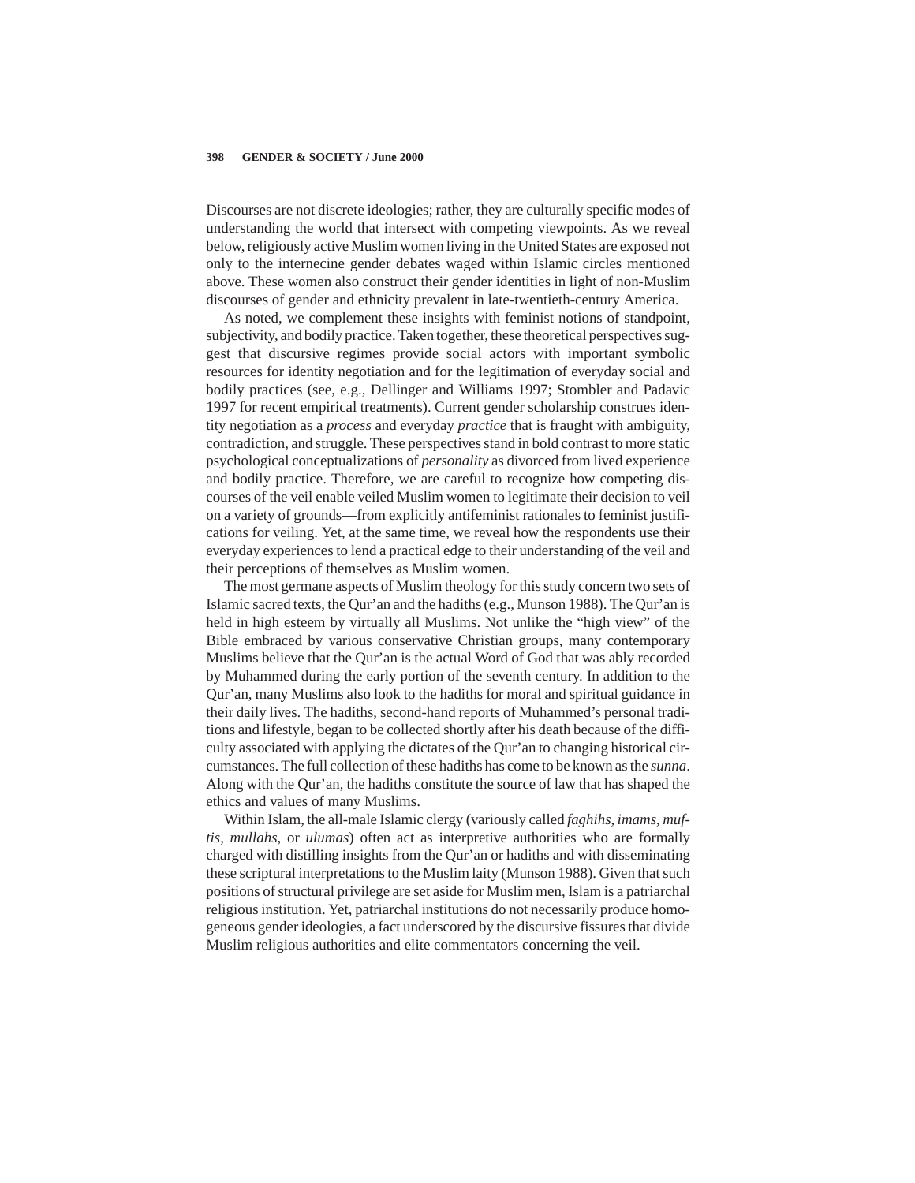Discourses are not discrete ideologies; rather, they are culturally specific modes of understanding the world that intersect with competing viewpoints. As we reveal below, religiously active Muslim women living in the United States are exposed not only to the internecine gender debates waged within Islamic circles mentioned above. These women also construct their gender identities in light of non-Muslim discourses of gender and ethnicity prevalent in late-twentieth-century America.

As noted, we complement these insights with feminist notions of standpoint, subjectivity, and bodily practice. Taken together, these theoretical perspectives suggest that discursive regimes provide social actors with important symbolic resources for identity negotiation and for the legitimation of everyday social and bodily practices (see, e.g., Dellinger and Williams 1997; Stombler and Padavic 1997 for recent empirical treatments). Current gender scholarship construes identity negotiation as a *process* and everyday *practice* that is fraught with ambiguity, contradiction, and struggle. These perspectives stand in bold contrast to more static psychological conceptualizations of *personality* as divorced from lived experience and bodily practice. Therefore, we are careful to recognize how competing discourses of the veil enable veiled Muslim women to legitimate their decision to veil on a variety of grounds—from explicitly antifeminist rationales to feminist justifications for veiling. Yet, at the same time, we reveal how the respondents use their everyday experiences to lend a practical edge to their understanding of the veil and their perceptions of themselves as Muslim women.

The most germane aspects of Muslim theology for this study concern two sets of Islamic sacred texts, the Qur'an and the hadiths (e.g., Munson 1988). The Qur'an is held in high esteem by virtually all Muslims. Not unlike the "high view" of the Bible embraced by various conservative Christian groups, many contemporary Muslims believe that the Qur'an is the actual Word of God that was ably recorded by Muhammed during the early portion of the seventh century. In addition to the Qur'an, many Muslims also look to the hadiths for moral and spiritual guidance in their daily lives. The hadiths, second-hand reports of Muhammed's personal traditions and lifestyle, began to be collected shortly after his death because of the difficulty associated with applying the dictates of the Qur'an to changing historical circumstances. The full collection of these hadiths has come to be known as the *sunna*. Along with the Qur'an, the hadiths constitute the source of law that has shaped the ethics and values of many Muslims.

Within Islam, the all-male Islamic clergy (variously called *faghihs*, *imams*, *muftis*, *mullahs*, or *ulumas*) often act as interpretive authorities who are formally charged with distilling insights from the Qur'an or hadiths and with disseminating these scriptural interpretations to the Muslim laity (Munson 1988). Given that such positions of structural privilege are set aside for Muslim men, Islam is a patriarchal religious institution. Yet, patriarchal institutions do not necessarily produce homogeneous gender ideologies, a fact underscored by the discursive fissures that divide Muslim religious authorities and elite commentators concerning the veil.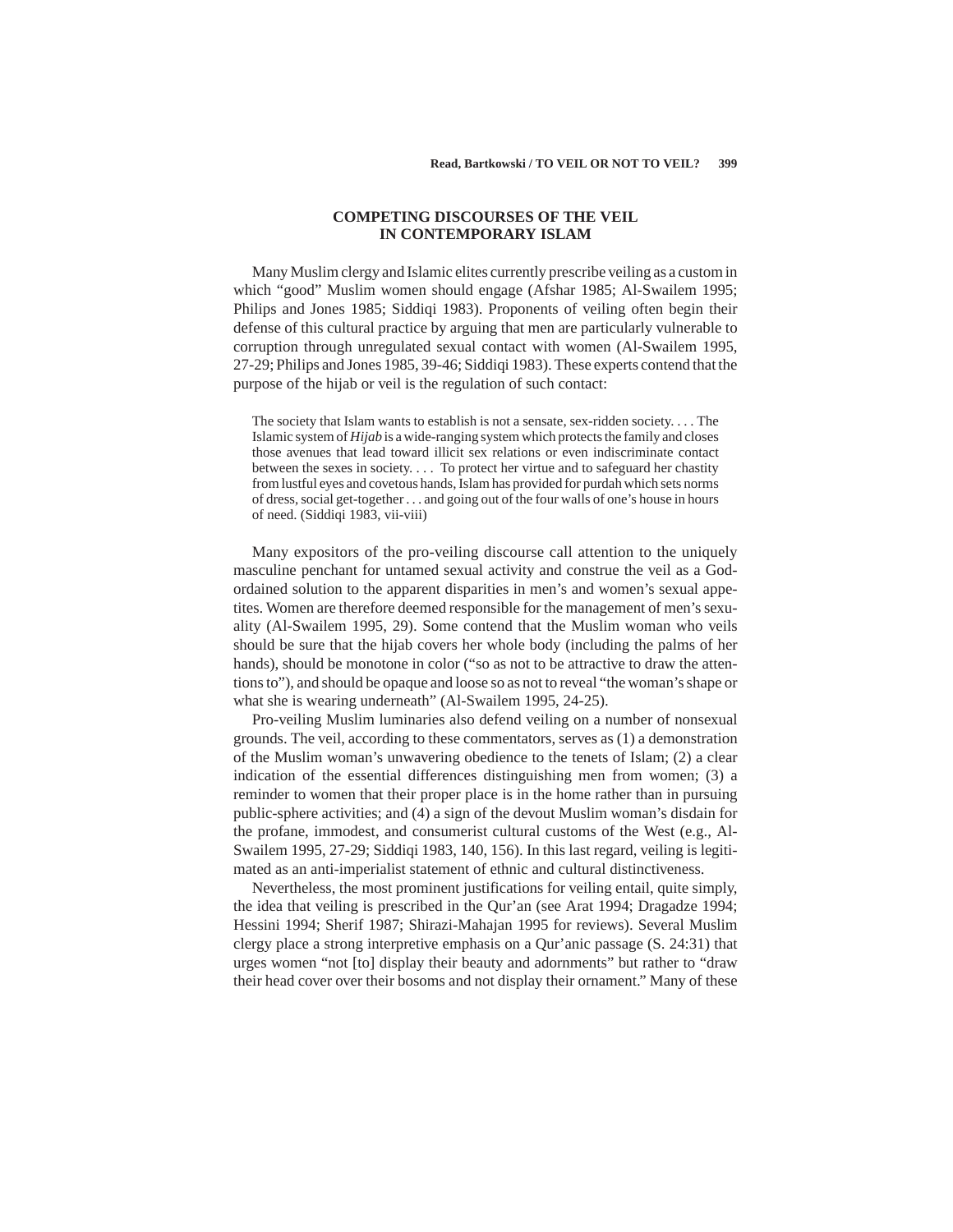## COMPETING DISCOURSES OF THE VEIL IN CONTEMPORARY ISLAM

Many Muslim clergy and Islamic elites currently prescribe veiling as a custom in which "good" Muslim women should engage (Afshar 1985; Al-Swailem 1995; Philips and Jones 1985; Siddiqi 1983). Proponents of veiling often begin their defense of this cultural practice by arguing that men are particularly vulnerable to corruption through unregulated sexual contact with women (Al-Swailem 1995, 27-29; Philips and Jones 1985, 39-46; Siddiqi 1983). These experts contend that the purpose of the hijab or veil is the regulation of such contact:

> The society that Islam wants to establish is not a sensate, sex-ridden society. . . . The Islamic system of *Hijab* is a wide-ranging system which protects the family and closes those avenues that lead toward illicit sex relations or even indiscriminate contact between the sexes in society. . . . To protect her virtue and to safeguard her chastity from lustful eyes and covetous hands, Islam has provided for purdah which sets norms of dress, social get-together . . . and going out of the four walls of one's house in hours of need. (Siddiqi 1983, vii-viii)

Many expositors of the pro-veiling discourse call attention to the uniquely masculine penchant for untamed sexual activity and construe the veil as a God-ordained solution to the apparent disparities in men's and women's sexual appetites. Women are therefore deemed responsible for the management of men's sexuality (Al-Swailem 1995, 29). Some contend that the Muslim woman who veils should be sure that the hijab covers her whole body (including the palms of her hands), should be monotone in color ("so as not to be attractive to draw the attentions to"), and should be opaque and loose so as not to reveal "the woman's shape or what she is wearing underneath" (Al-Swailem 1995, 24-25).

Pro-veiling Muslim luminaries also defend veiling on a number of nonsexual grounds. The veil, according to these commentators, serves as (1) a demonstration of the Muslim woman's unwavering obedience to the tenets of Islam; (2) a clear indication of the essential differences distinguishing men from women; (3) a reminder to women that their proper place is in the home rather than in pursuing public-sphere activities; and (4) a sign of the devout Muslim woman's disdain for the profane, immodest, and consumerist cultural customs of the West (e.g., Al-Swailem 1995, 27-29; Siddiqi 1983, 140, 156). In this last regard, veiling is legitimated as an anti-imperialist statement of ethnic and cultural distinctiveness.

Nevertheless, the most prominent justifications for veiling entail, quite simply, the idea that veiling is prescribed in the Qur'an (see Arat 1994; Dragadze 1994; Hessini 1994; Sherif 1987; Shirazi-Mahajan 1995 for reviews). Several Muslim clergy place a strong interpretive emphasis on a Qur'anic passage (S. 24:31) that urges women "not [to] display their beauty and adornments" but rather to "draw their head cover over their bosoms and not display their ornament." Many of these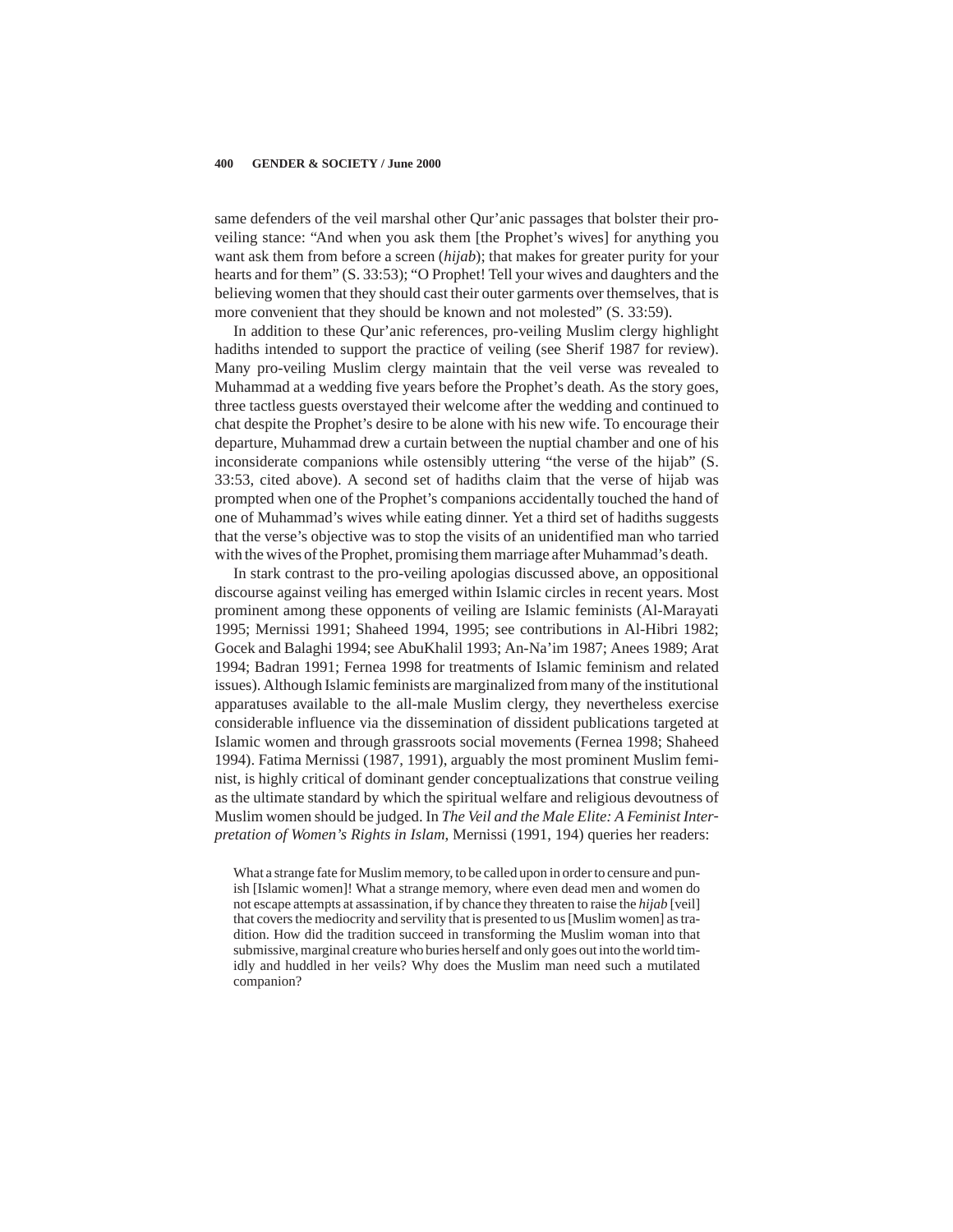same defenders of the veil marshal other Qur'anic passages that bolster their pro-veiling stance: "And when you ask them [the Prophet's wives] for anything you want ask them from before a screen (*hijab*); that makes for greater purity for your hearts and for them" (S. 33:53); "O Prophet! Tell your wives and daughters and the believing women that they should cast their outer garments over themselves, that is more convenient that they should be known and not molested" (S. 33:59).

In addition to these Qur'anic references, pro-veiling Muslim clergy highlight hadiths intended to support the practice of veiling (see Sherif 1987 for review). Many pro-veiling Muslim clergy maintain that the veil verse was revealed to Muhammad at a wedding five years before the Prophet's death. As the story goes, three tactless guests overstayed their welcome after the wedding and continued to chat despite the Prophet's desire to be alone with his new wife. To encourage their departure, Muhammad drew a curtain between the nuptial chamber and one of his inconsiderate companions while ostensibly uttering "the verse of the hijab" (S. 33:53, cited above). A second set of hadiths claim that the verse of hijab was prompted when one of the Prophet's companions accidentally touched the hand of one of Muhammad's wives while eating dinner. Yet a third set of hadiths suggests that the verse's objective was to stop the visits of an unidentified man who tarried with the wives of the Prophet, promising them marriage after Muhammad's death.

In stark contrast to the pro-veiling apologias discussed above, an oppositional discourse against veiling has emerged within Islamic circles in recent years. Most prominent among these opponents of veiling are Islamic feminists (Al-Marayati 1995; Mernissi 1991; Shaheed 1994, 1995; see contributions in Al-Hibri 1982; Gocek and Balaghi 1994; see AbuKhalil 1993; An-Na'im 1987; Anees 1989; Arat 1994; Badran 1991; Fernea 1998 for treatments of Islamic feminism and related issues). Although Islamic feminists are marginalized from many of the institutional apparatuses available to the all-male Muslim clergy, they nevertheless exercise considerable influence via the dissemination of dissident publications targeted at Islamic women and through grassroots social movements (Fernea 1998; Shaheed 1994). Fatima Mernissi (1987, 1991), arguably the most prominent Muslim feminist, is highly critical of dominant gender conceptualizations that construe veiling as the ultimate standard by which the spiritual welfare and religious devoutness of Muslim women should be judged. In *The Veil and the Male Elite: A Feminist Interpretation of Women's Rights in Islam*, Mernissi (1991, 194) queries her readers:

> What a strange fate for Muslim memory, to be called upon in order to censure and punish [Islamic women]! What a strange memory, where even dead men and women do not escape attempts at assassination, if by chance they threaten to raise the *hijab* [veil] that covers the mediocrity and servility that is presented to us [Muslim women] as tradition. How did the tradition succeed in transforming the Muslim woman into that submissive, marginal creature who buries herself and only goes out into the world timidly and huddled in her veils? Why does the Muslim man need such a mutilated companion?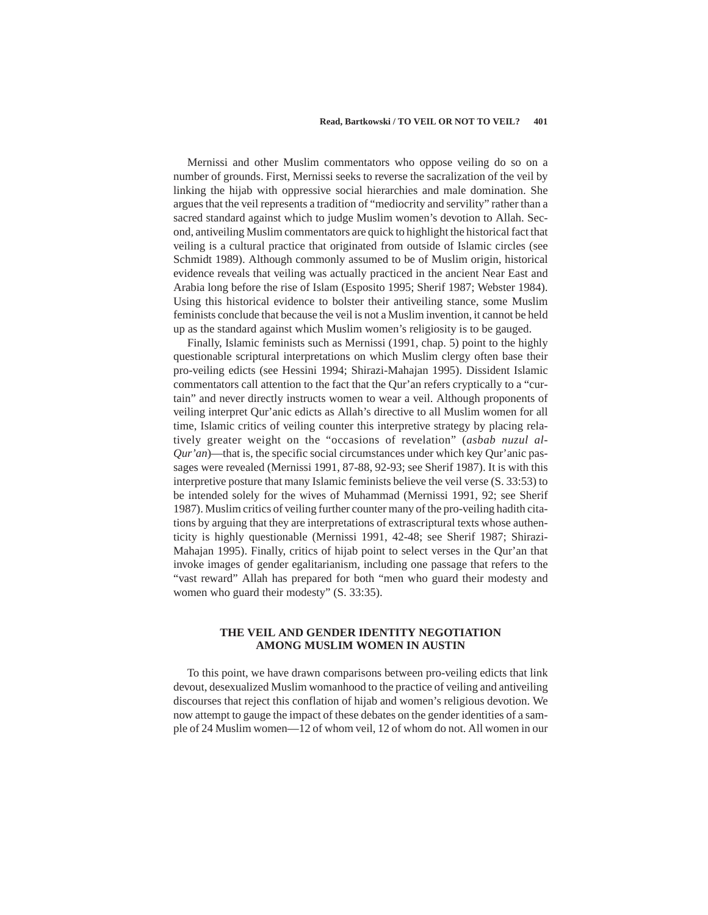Mernissi and other Muslim commentators who oppose veiling do so on a number of grounds. First, Mernissi seeks to reverse the sacralization of the veil by linking the hijab with oppressive social hierarchies and male domination. She argues that the veil represents a tradition of "mediocrity and servility" rather than a sacred standard against which to judge Muslim women's devotion to Allah. Second, antiveiling Muslim commentators are quick to highlight the historical fact that veiling is a cultural practice that originated from outside of Islamic circles (see Schmidt 1989). Although commonly assumed to be of Muslim origin, historical evidence reveals that veiling was actually practiced in the ancient Near East and Arabia long before the rise of Islam (Esposito 1995; Sherif 1987; Webster 1984). Using this historical evidence to bolster their antiveiling stance, some Muslim feminists conclude that because the veil is not a Muslim invention, it cannot be held up as the standard against which Muslim women's religiosity is to be gauged.

Finally, Islamic feminists such as Mernissi (1991, chap. 5) point to the highly questionable scriptural interpretations on which Muslim clergy often base their pro-veiling edicts (see Hessini 1994; Shirazi-Mahajan 1995). Dissident Islamic commentators call attention to the fact that the Qur'an refers cryptically to a "curtain" and never directly instructs women to wear a veil. Although proponents of veiling interpret Qur'anic edicts as Allah's directive to all Muslim women for all time, Islamic critics of veiling counter this interpretive strategy by placing relatively greater weight on the "occasions of revelation" (*asbab nuzul al-Qur'an*)—that is, the specific social circumstances under which key Qur'anic passages were revealed (Mernissi 1991, 87-88, 92-93; see Sherif 1987). It is with this interpretive posture that many Islamic feminists believe the veil verse (S. 33:53) to be intended solely for the wives of Muhammad (Mernissi 1991, 92; see Sherif 1987). Muslim critics of veiling further counter many of the pro-veiling hadith citations by arguing that they are interpretations of extrascriptural texts whose authenticity is highly questionable (Mernissi 1991, 42-48; see Sherif 1987; Shirazi-Mahajan 1995). Finally, critics of hijab point to select verses in the Qur'an that invoke images of gender egalitarianism, including one passage that refers to the "vast reward" Allah has prepared for both "men who guard their modesty and women who guard their modesty" (S. 33:35).

## THE VEIL AND GENDER IDENTITY NEGOTIATION AMONG MUSLIM WOMEN IN AUSTIN

To this point, we have drawn comparisons between pro-veiling edicts that link devout, desexualized Muslim womanhood to the practice of veiling and antiveiling discourses that reject this conflation of hijab and women's religious devotion. We now attempt to gauge the impact of these debates on the gender identities of a sample of 24 Muslim women—12 of whom veil, 12 of whom do not. All women in our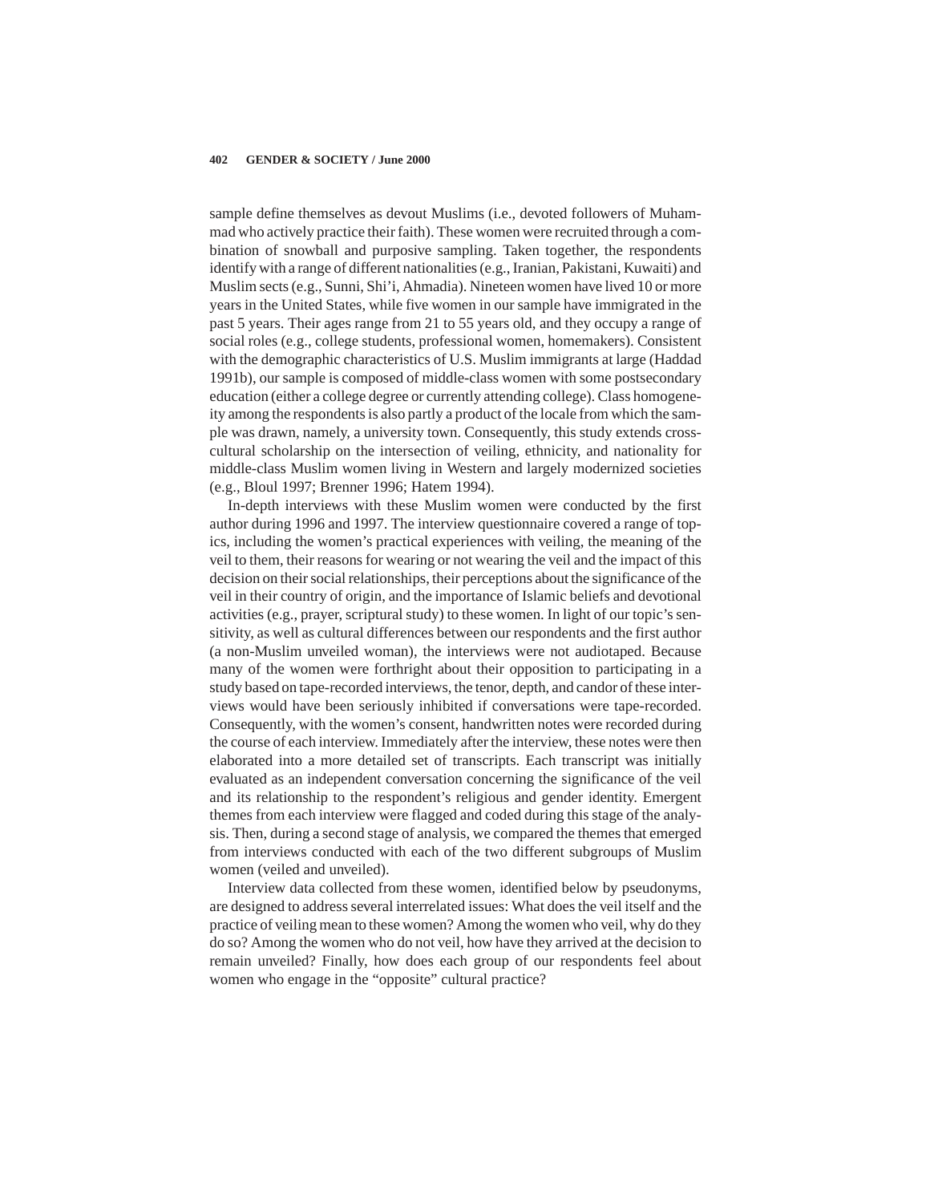sample define themselves as devout Muslims (i.e., devoted followers of Muhammad who actively practice their faith). These women were recruited through a combination of snowball and purposive sampling. Taken together, the respondents identify with a range of different nationalities (e.g., Iranian, Pakistani, Kuwaiti) and Muslim sects (e.g., Sunni, Shi'i, Ahmadia). Nineteen women have lived 10 or more years in the United States, while five women in our sample have immigrated in the past 5 years. Their ages range from 21 to 55 years old, and they occupy a range of social roles (e.g., college students, professional women, homemakers). Consistent with the demographic characteristics of U.S. Muslim immigrants at large (Haddad 1991b), our sample is composed of middle-class women with some postsecondary education (either a college degree or currently attending college). Class homogeneity among the respondents is also partly a product of the locale from which the sample was drawn, namely, a university town. Consequently, this study extends cross-cultural scholarship on the intersection of veiling, ethnicity, and nationality for middle-class Muslim women living in Western and largely modernized societies (e.g., Bloul 1997; Brenner 1996; Hatem 1994).

In-depth interviews with these Muslim women were conducted by the first author during 1996 and 1997. The interview questionnaire covered a range of topics, including the women's practical experiences with veiling, the meaning of the veil to them, their reasons for wearing or not wearing the veil and the impact of this decision on their social relationships, their perceptions about the significance of the veil in their country of origin, and the importance of Islamic beliefs and devotional activities (e.g., prayer, scriptural study) to these women. In light of our topic's sensitivity, as well as cultural differences between our respondents and the first author (a non-Muslim unveiled woman), the interviews were not audiotaped. Because many of the women were forthright about their opposition to participating in a study based on tape-recorded interviews, the tenor, depth, and candor of these interviews would have been seriously inhibited if conversations were tape-recorded. Consequently, with the women's consent, handwritten notes were recorded during the course of each interview. Immediately after the interview, these notes were then elaborated into a more detailed set of transcripts. Each transcript was initially evaluated as an independent conversation concerning the significance of the veil and its relationship to the respondent's religious and gender identity. Emergent themes from each interview were flagged and coded during this stage of the analysis. Then, during a second stage of analysis, we compared the themes that emerged from interviews conducted with each of the two different subgroups of Muslim women (veiled and unveiled).

Interview data collected from these women, identified below by pseudonyms, are designed to address several interrelated issues: What does the veil itself and the practice of veiling mean to these women? Among the women who veil, why do they do so? Among the women who do not veil, how have they arrived at the decision to remain unveiled? Finally, how does each group of our respondents feel about women who engage in the "opposite" cultural practice?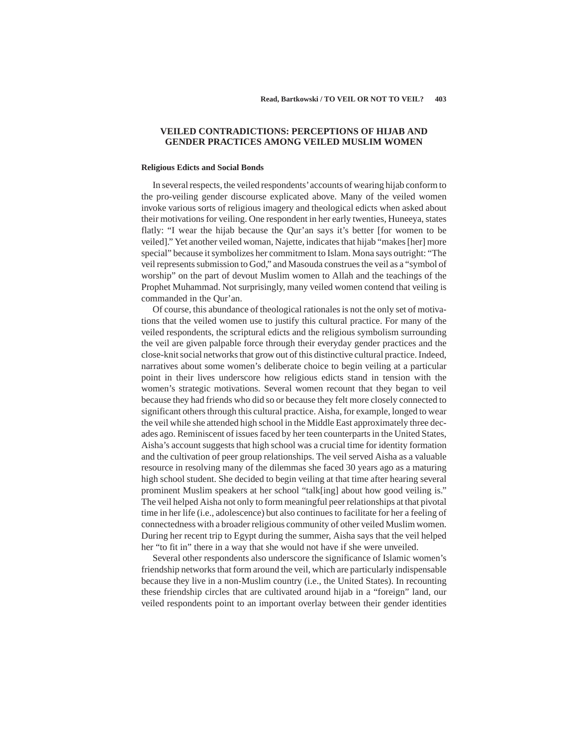## VEILED CONTRADICTIONS: PERCEPTIONS OF HIJAB AND GENDER PRACTICES AMONG VEILED MUSLIM WOMEN

### Religious Edicts and Social Bonds

In several respects, the veiled respondents' accounts of wearing hijab conform to the pro-veiling gender discourse explicated above. Many of the veiled women invoke various sorts of religious imagery and theological edicts when asked about their motivations for veiling. One respondent in her early twenties, Huneeya, states flatly: "I wear the hijab because the Qur'an says it's better [for women to be veiled]." Yet another veiled woman, Najette, indicates that hijab "makes [her] more special" because it symbolizes her commitment to Islam. Mona says outright: "The veil represents submission to God," and Masouda construes the veil as a "symbol of worship" on the part of devout Muslim women to Allah and the teachings of the Prophet Muhammad. Not surprisingly, many veiled women contend that veiling is commanded in the Qur'an.

Of course, this abundance of theological rationales is not the only set of motivations that the veiled women use to justify this cultural practice. For many of the veiled respondents, the scriptural edicts and the religious symbolism surrounding the veil are given palpable force through their everyday gender practices and the close-knit social networks that grow out of this distinctive cultural practice. Indeed, narratives about some women's deliberate choice to begin veiling at a particular point in their lives underscore how religious edicts stand in tension with the women's strategic motivations. Several women recount that they began to veil because they had friends who did so or because they felt more closely connected to significant others through this cultural practice. Aisha, for example, longed to wear the veil while she attended high school in the Middle East approximately three decades ago. Reminiscent of issues faced by her teen counterparts in the United States, Aisha's account suggests that high school was a crucial time for identity formation and the cultivation of peer group relationships. The veil served Aisha as a valuable resource in resolving many of the dilemmas she faced 30 years ago as a maturing high school student. She decided to begin veiling at that time after hearing several prominent Muslim speakers at her school "talk[ing] about how good veiling is." The veil helped Aisha not only to form meaningful peer relationships at that pivotal time in her life (i.e., adolescence) but also continues to facilitate for her a feeling of connectedness with a broader religious community of other veiled Muslim women. During her recent trip to Egypt during the summer, Aisha says that the veil helped her "to fit in" there in a way that she would not have if she were unveiled.

Several other respondents also underscore the significance of Islamic women's friendship networks that form around the veil, which are particularly indispensable because they live in a non-Muslim country (i.e., the United States). In recounting these friendship circles that are cultivated around hijab in a "foreign" land, our veiled respondents point to an important overlay between their gender identities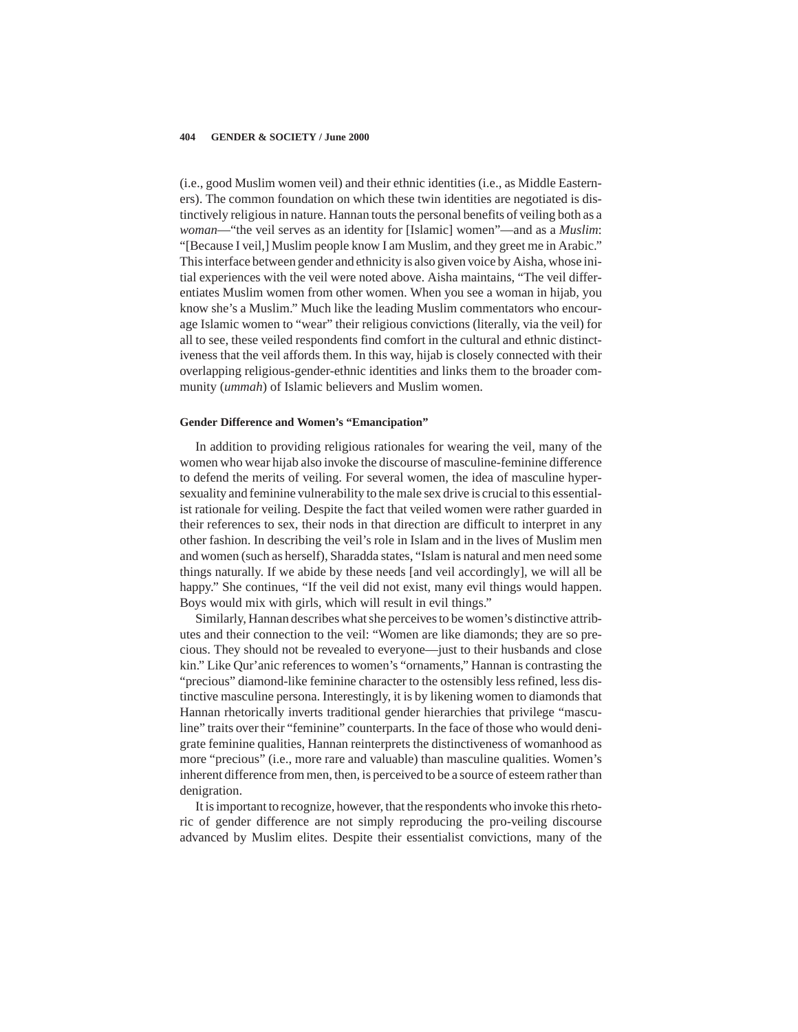(i.e., good Muslim women veil) and their ethnic identities (i.e., as Middle Easterners). The common foundation on which these twin identities are negotiated is distinctively religious in nature. Hannan touts the personal benefits of veiling both as a *woman*—"the veil serves as an identity for [Islamic] women"—and as a *Muslim*: "[Because I veil,] Muslim people know I am Muslim, and they greet me in Arabic." This interface between gender and ethnicity is also given voice by Aisha, whose initial experiences with the veil were noted above. Aisha maintains, "The veil differentiates Muslim women from other women. When you see a woman in hijab, you know she's a Muslim." Much like the leading Muslim commentators who encourage Islamic women to "wear" their religious convictions (literally, via the veil) for all to see, these veiled respondents find comfort in the cultural and ethnic distinctiveness that the veil affords them. In this way, hijab is closely connected with their overlapping religious-gender-ethnic identities and links them to the broader community (*ummah*) of Islamic believers and Muslim women.

### Gender Difference and Women's "Emancipation"

In addition to providing religious rationales for wearing the veil, many of the women who wear hijab also invoke the discourse of masculine-feminine difference to defend the merits of veiling. For several women, the idea of masculine hypersexuality and feminine vulnerability to the male sex drive is crucial to this essentialist rationale for veiling. Despite the fact that veiled women were rather guarded in their references to sex, their nods in that direction are difficult to interpret in any other fashion. In describing the veil's role in Islam and in the lives of Muslim men and women (such as herself), Sharadda states, "Islam is natural and men need some things naturally. If we abide by these needs [and veil accordingly], we will all be happy." She continues, "If the veil did not exist, many evil things would happen. Boys would mix with girls, which will result in evil things."

Similarly, Hannan describes what she perceives to be women's distinctive attributes and their connection to the veil: "Women are like diamonds; they are so precious. They should not be revealed to everyone—just to their husbands and close kin." Like Qur'anic references to women's "ornaments," Hannan is contrasting the "precious" diamond-like feminine character to the ostensibly less refined, less distinctive masculine persona. Interestingly, it is by likening women to diamonds that Hannan rhetorically inverts traditional gender hierarchies that privilege "masculine" traits over their "feminine" counterparts. In the face of those who would denigrate feminine qualities, Hannan reinterprets the distinctiveness of womanhood as more "precious" (i.e., more rare and valuable) than masculine qualities. Women's inherent difference from men, then, is perceived to be a source of esteem rather than denigration.

It is important to recognize, however, that the respondents who invoke this rhetoric of gender difference are not simply reproducing the pro-veiling discourse advanced by Muslim elites. Despite their essentialist convictions, many of the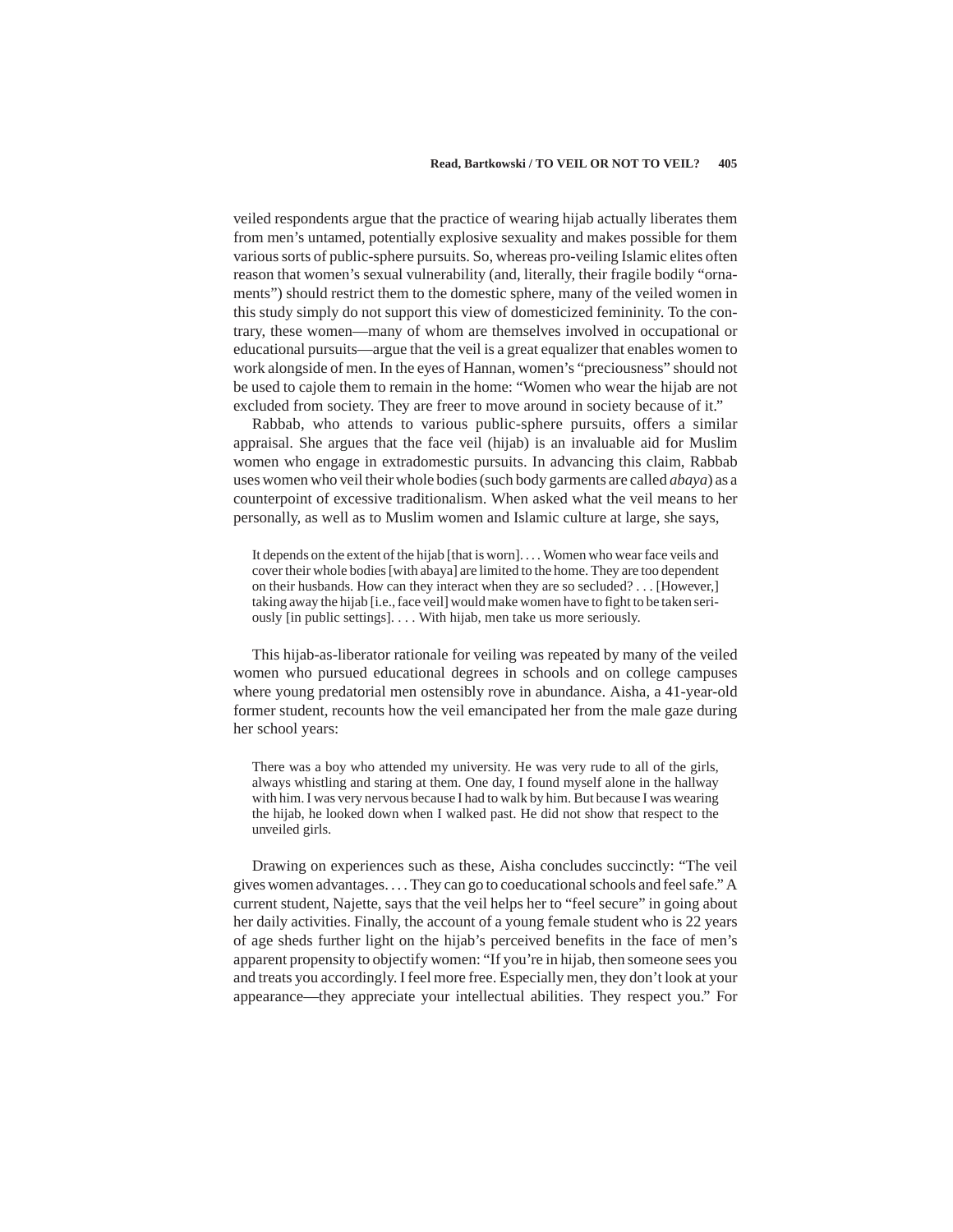veiled respondents argue that the practice of wearing hijab actually liberates them from men's untamed, potentially explosive sexuality and makes possible for them various sorts of public-sphere pursuits. So, whereas pro-veiling Islamic elites often reason that women's sexual vulnerability (and, literally, their fragile bodily "ornaments") should restrict them to the domestic sphere, many of the veiled women in this study simply do not support this view of domesticized femininity. To the contrary, these women—many of whom are themselves involved in occupational or educational pursuits—argue that the veil is a great equalizer that enables women to work alongside of men. In the eyes of Hannan, women's "preciousness" should not be used to cajole them to remain in the home: "Women who wear the hijab are not excluded from society. They are freer to move around in society because of it."

Rabbab, who attends to various public-sphere pursuits, offers a similar appraisal. She argues that the face veil (hijab) is an invaluable aid for Muslim women who engage in extradomestic pursuits. In advancing this claim, Rabbab uses women who veil their whole bodies (such body garments are called *abaya*) as a counterpoint of excessive traditionalism. When asked what the veil means to her personally, as well as to Muslim women and Islamic culture at large, she says,

> It depends on the extent of the hijab [that is worn]. . . . Women who wear face veils and cover their whole bodies [with abaya] are limited to the home. They are too dependent on their husbands. How can they interact when they are so secluded? . . . [However,] taking away the hijab [i.e., face veil] would make women have to fight to be taken seriously [in public settings]. . . . With hijab, men take us more seriously.

This hijab-as-liberator rationale for veiling was repeated by many of the veiled women who pursued educational degrees in schools and on college campuses where young predatorial men ostensibly rove in abundance. Aisha, a 41-year-old former student, recounts how the veil emancipated her from the male gaze during her school years:

> There was a boy who attended my university. He was very rude to all of the girls, always whistling and staring at them. One day, I found myself alone in the hallway with him. I was very nervous because I had to walk by him. But because I was wearing the hijab, he looked down when I walked past. He did not show that respect to the unveiled girls.

Drawing on experiences such as these, Aisha concludes succinctly: "The veil gives women advantages. . . . They can go to coeducational schools and feel safe." A current student, Najette, says that the veil helps her to "feel secure" in going about her daily activities. Finally, the account of a young female student who is 22 years of age sheds further light on the hijab's perceived benefits in the face of men's apparent propensity to objectify women: "If you're in hijab, then someone sees you and treats you accordingly. I feel more free. Especially men, they don't look at your appearance—they appreciate your intellectual abilities. They respect you." For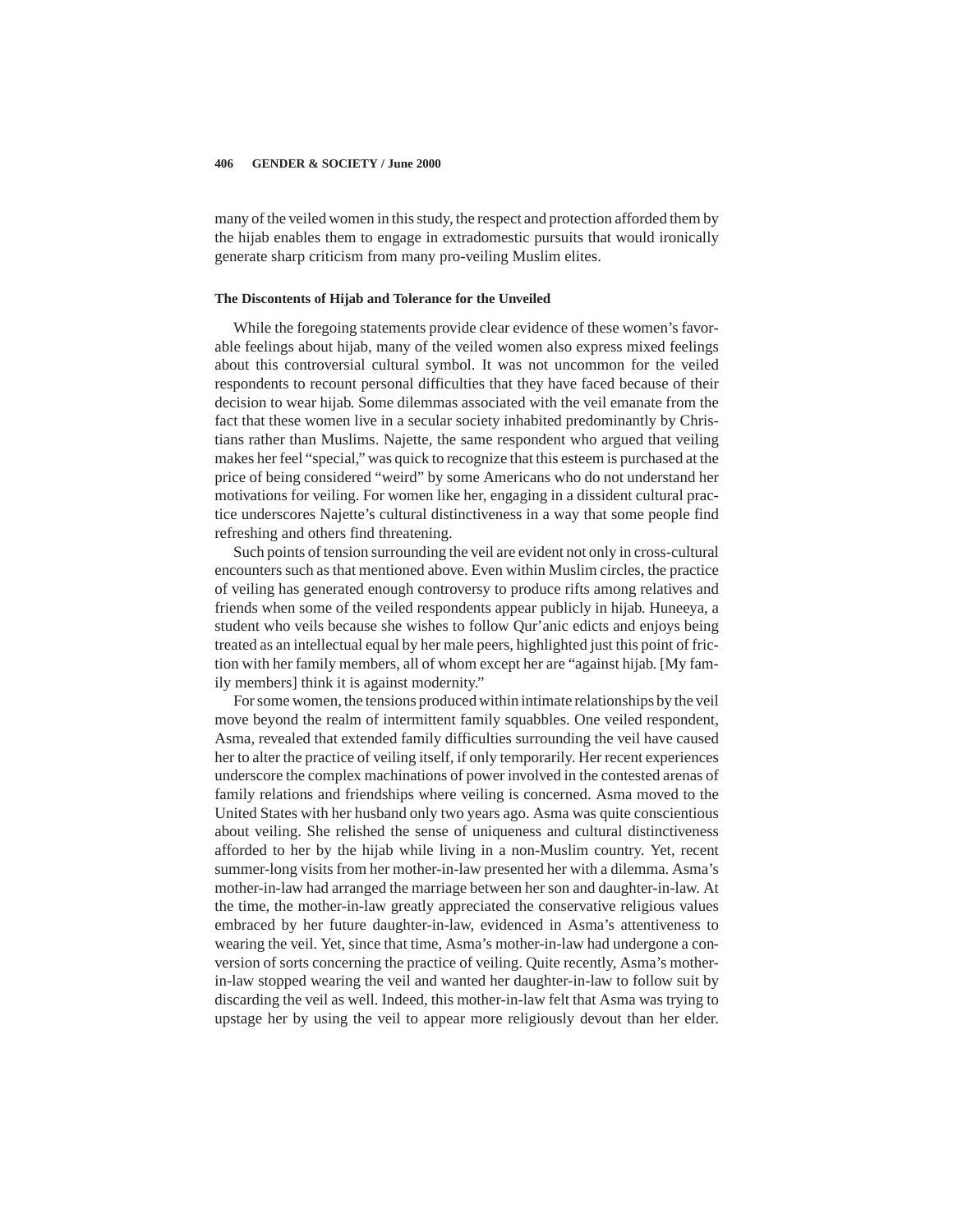many of the veiled women in this study, the respect and protection afforded them by the hijab enables them to engage in extradomestic pursuits that would ironically generate sharp criticism from many pro-veiling Muslim elites.

#### The Discontents of Hijab and Tolerance for the Unveiled

While the foregoing statements provide clear evidence of these women's favorable feelings about hijab, many of the veiled women also express mixed feelings about this controversial cultural symbol. It was not uncommon for the veiled respondents to recount personal difficulties that they have faced because of their decision to wear hijab. Some dilemmas associated with the veil emanate from the fact that these women live in a secular society inhabited predominantly by Christians rather than Muslims. Najette, the same respondent who argued that veiling makes her feel "special," was quick to recognize that this esteem is purchased at the price of being considered "weird" by some Americans who do not understand her motivations for veiling. For women like her, engaging in a dissident cultural practice underscores Najette's cultural distinctiveness in a way that some people find refreshing and others find threatening.

Such points of tension surrounding the veil are evident not only in cross-cultural encounters such as that mentioned above. Even within Muslim circles, the practice of veiling has generated enough controversy to produce rifts among relatives and friends when some of the veiled respondents appear publicly in hijab. Huneeya, a student who veils because she wishes to follow Qur'anic edicts and enjoys being treated as an intellectual equal by her male peers, highlighted just this point of friction with her family members, all of whom except her are "against hijab. [My family members] think it is against modernity."

For some women, the tensions produced within intimate relationships by the veil move beyond the realm of intermittent family squabbles. One veiled respondent, Asma, revealed that extended family difficulties surrounding the veil have caused her to alter the practice of veiling itself, if only temporarily. Her recent experiences underscore the complex machinations of power involved in the contested arenas of family relations and friendships where veiling is concerned. Asma moved to the United States with her husband only two years ago. Asma was quite conscientious about veiling. She relished the sense of uniqueness and cultural distinctiveness afforded to her by the hijab while living in a non-Muslim country. Yet, recent summer-long visits from her mother-in-law presented her with a dilemma. Asma's mother-in-law had arranged the marriage between her son and daughter-in-law. At the time, the mother-in-law greatly appreciated the conservative religious values embraced by her future daughter-in-law, evidenced in Asma's attentiveness to wearing the veil. Yet, since that time, Asma's mother-in-law had undergone a conversion of sorts concerning the practice of veiling. Quite recently, Asma's mother-in-law stopped wearing the veil and wanted her daughter-in-law to follow suit by discarding the veil as well. Indeed, this mother-in-law felt that Asma was trying to upstage her by using the veil to appear more religiously devout than her elder.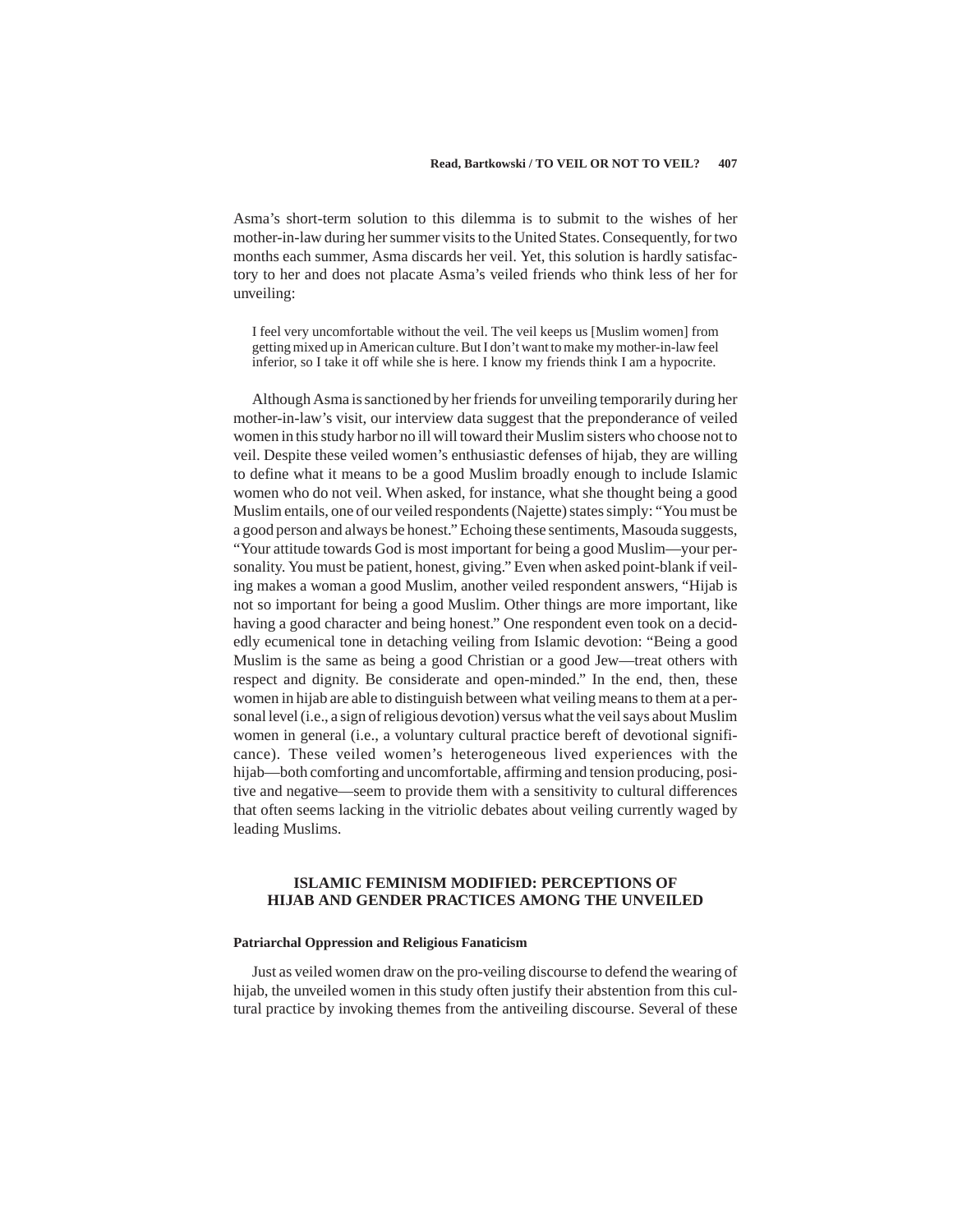Asma's short-term solution to this dilemma is to submit to the wishes of her mother-in-law during her summer visits to the United States. Consequently, for two months each summer, Asma discards her veil. Yet, this solution is hardly satisfactory to her and does not placate Asma's veiled friends who think less of her for unveiling:

> I feel very uncomfortable without the veil. The veil keeps us [Muslim women] from getting mixed up in American culture. But I don't want to make my mother-in-law feel inferior, so I take it off while she is here. I know my friends think I am a hypocrite.

Although Asma is sanctioned by her friends for unveiling temporarily during her mother-in-law's visit, our interview data suggest that the preponderance of veiled women in this study harbor no ill will toward their Muslim sisters who choose not to veil. Despite these veiled women's enthusiastic defenses of hijab, they are willing to define what it means to be a good Muslim broadly enough to include Islamic women who do not veil. When asked, for instance, what she thought being a good Muslim entails, one of our veiled respondents (Najette) states simply: "You must be a good person and always be honest." Echoing these sentiments, Masouda suggests, "Your attitude towards God is most important for being a good Muslim—your personality. You must be patient, honest, giving." Even when asked point-blank if veiling makes a woman a good Muslim, another veiled respondent answers, "Hijab is not so important for being a good Muslim. Other things are more important, like having a good character and being honest." One respondent even took on a decidedly ecumenical tone in detaching veiling from Islamic devotion: "Being a good Muslim is the same as being a good Christian or a good Jew—treat others with respect and dignity. Be considerate and open-minded." In the end, then, these women in hijab are able to distinguish between what veiling means to them at a personal level (i.e., a sign of religious devotion) versus what the veil says about Muslim women in general (i.e., a voluntary cultural practice bereft of devotional significance). These veiled women's heterogeneous lived experiences with the hijab—both comforting and uncomfortable, affirming and tension producing, positive and negative—seem to provide them with a sensitivity to cultural differences that often seems lacking in the vitriolic debates about veiling currently waged by leading Muslims.

## ISLAMIC FEMINISM MODIFIED: PERCEPTIONS OF HIJAB AND GENDER PRACTICES AMONG THE UNVEILED

### Patriarchal Oppression and Religious Fanaticism

Just as veiled women draw on the pro-veiling discourse to defend the wearing of hijab, the unveiled women in this study often justify their abstention from this cultural practice by invoking themes from the antiveiling discourse. Several of these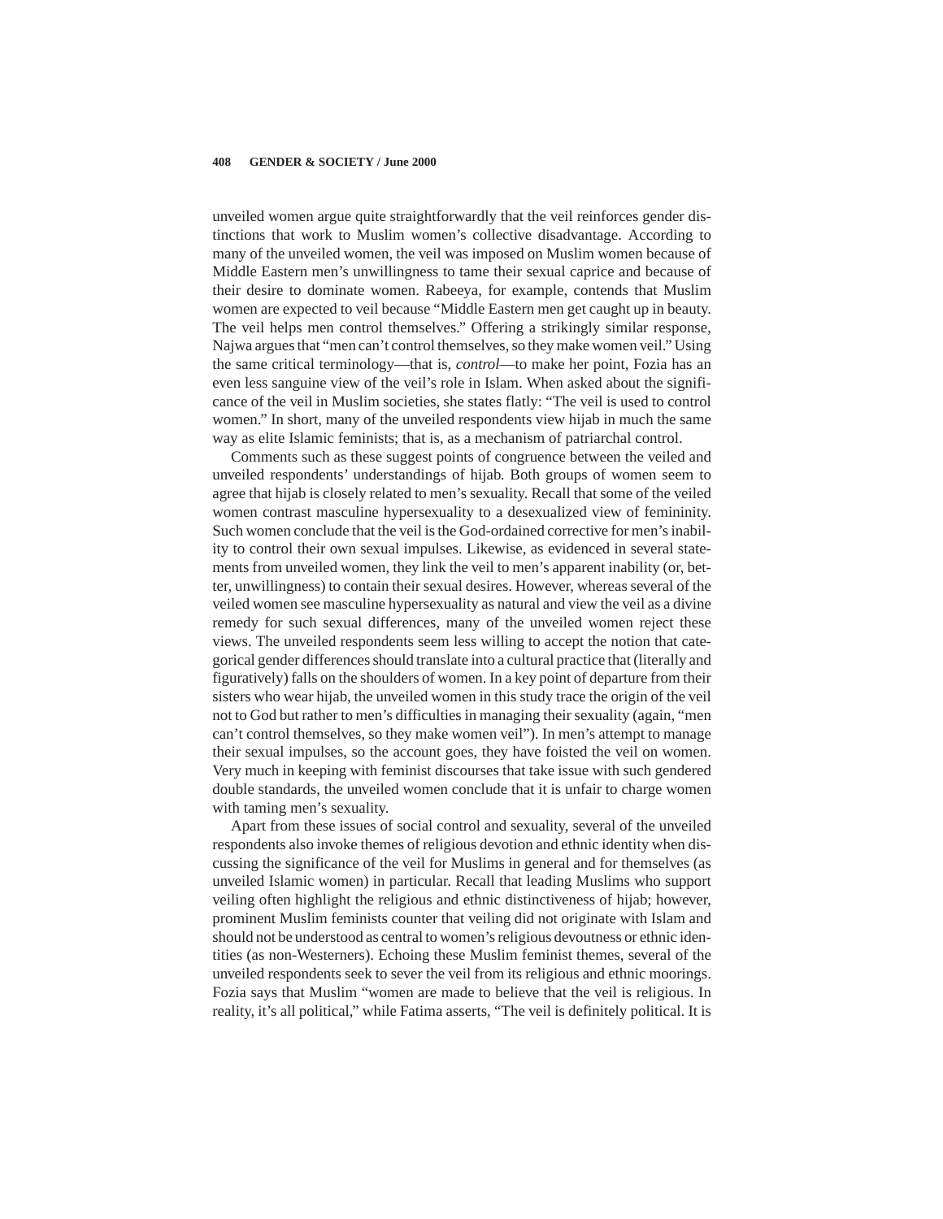unveiled women argue quite straightforwardly that the veil reinforces gender distinctions that work to Muslim women's collective disadvantage. According to many of the unveiled women, the veil was imposed on Muslim women because of Middle Eastern men's unwillingness to tame their sexual caprice and because of their desire to dominate women. Rabeeya, for example, contends that Muslim women are expected to veil because "Middle Eastern men get caught up in beauty. The veil helps men control themselves." Offering a strikingly similar response, Najwa argues that "men can't control themselves, so they make women veil." Using the same critical terminology—that is, *control*—to make her point, Fozia has an even less sanguine view of the veil's role in Islam. When asked about the significance of the veil in Muslim societies, she states flatly: "The veil is used to control women." In short, many of the unveiled respondents view hijab in much the same way as elite Islamic feminists; that is, as a mechanism of patriarchal control.

Comments such as these suggest points of congruence between the veiled and unveiled respondents' understandings of hijab. Both groups of women seem to agree that hijab is closely related to men's sexuality. Recall that some of the veiled women contrast masculine hypersexuality to a desexualized view of femininity. Such women conclude that the veil is the God-ordained corrective for men's inability to control their own sexual impulses. Likewise, as evidenced in several statements from unveiled women, they link the veil to men's apparent inability (or, better, unwillingness) to contain their sexual desires. However, whereas several of the veiled women see masculine hypersexuality as natural and view the veil as a divine remedy for such sexual differences, many of the unveiled women reject these views. The unveiled respondents seem less willing to accept the notion that categorical gender differences should translate into a cultural practice that (literally and figuratively) falls on the shoulders of women. In a key point of departure from their sisters who wear hijab, the unveiled women in this study trace the origin of the veil not to God but rather to men's difficulties in managing their sexuality (again, "men can't control themselves, so they make women veil"). In men's attempt to manage their sexual impulses, so the account goes, they have foisted the veil on women. Very much in keeping with feminist discourses that take issue with such gendered double standards, the unveiled women conclude that it is unfair to charge women with taming men's sexuality.

Apart from these issues of social control and sexuality, several of the unveiled respondents also invoke themes of religious devotion and ethnic identity when discussing the significance of the veil for Muslims in general and for themselves (as unveiled Islamic women) in particular. Recall that leading Muslims who support veiling often highlight the religious and ethnic distinctiveness of hijab; however, prominent Muslim feminists counter that veiling did not originate with Islam and should not be understood as central to women's religious devoutness or ethnic identities (as non-Westerners). Echoing these Muslim feminist themes, several of the unveiled respondents seek to sever the veil from its religious and ethnic moorings. Fozia says that Muslim "women are made to believe that the veil is religious. In reality, it's all political," while Fatima asserts, "The veil is definitely political. It is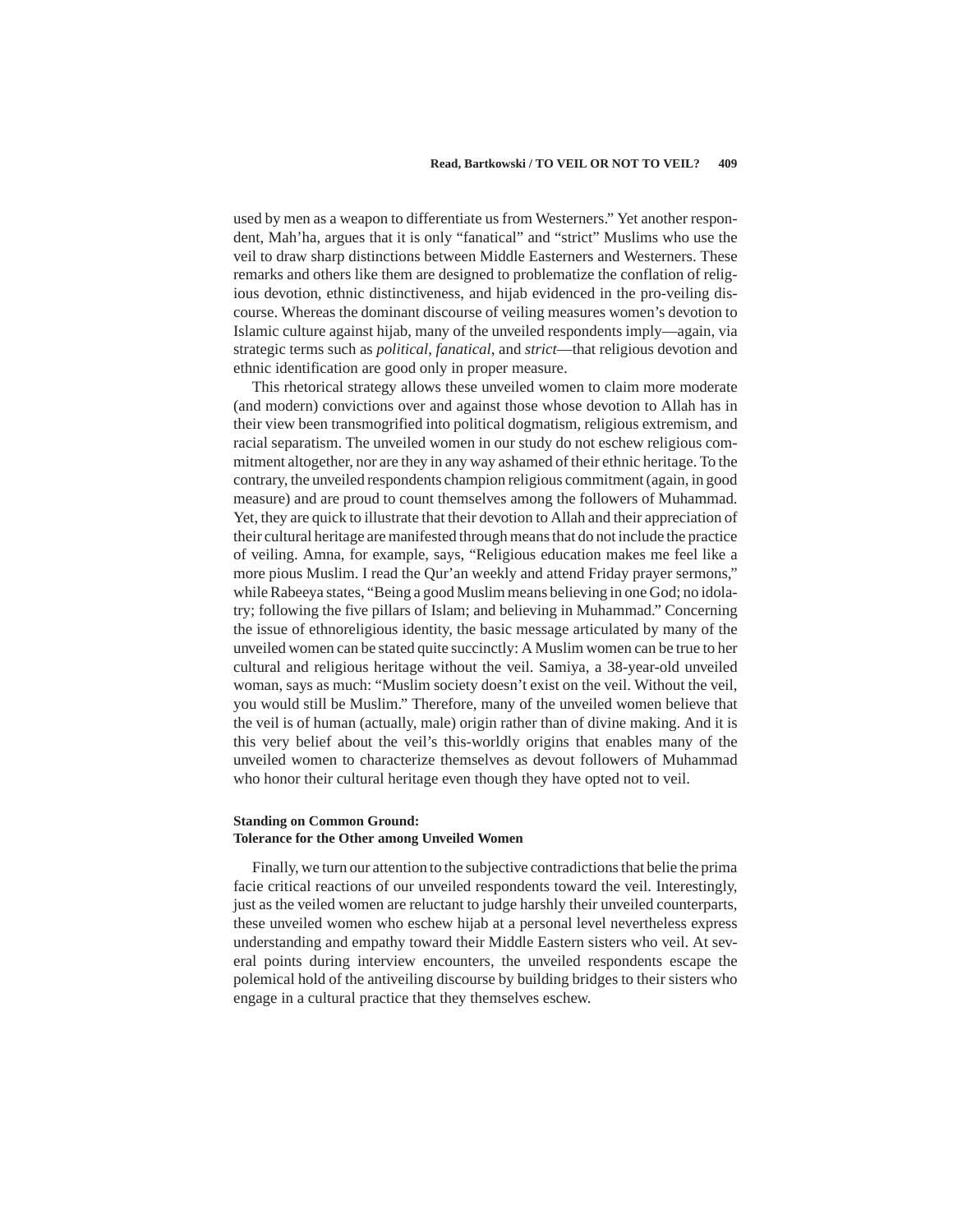used by men as a weapon to differentiate us from Westerners." Yet another respondent, Mah'ha, argues that it is only "fanatical" and "strict" Muslims who use the veil to draw sharp distinctions between Middle Easterners and Westerners. These remarks and others like them are designed to problematize the conflation of religious devotion, ethnic distinctiveness, and hijab evidenced in the pro-veiling discourse. Whereas the dominant discourse of veiling measures women's devotion to Islamic culture against hijab, many of the unveiled respondents imply—again, via strategic terms such as *political*, *fanatical*, and *strict*—that religious devotion and ethnic identification are good only in proper measure.

This rhetorical strategy allows these unveiled women to claim more moderate (and modern) convictions over and against those whose devotion to Allah has in their view been transmogrified into political dogmatism, religious extremism, and racial separatism. The unveiled women in our study do not eschew religious commitment altogether, nor are they in any way ashamed of their ethnic heritage. To the contrary, the unveiled respondents champion religious commitment (again, in good measure) and are proud to count themselves among the followers of Muhammad. Yet, they are quick to illustrate that their devotion to Allah and their appreciation of their cultural heritage are manifested through means that do not include the practice of veiling. Amna, for example, says, "Religious education makes me feel like a more pious Muslim. I read the Qur'an weekly and attend Friday prayer sermons," while Rabeeya states, "Being a good Muslim means believing in one God; no idolatry; following the five pillars of Islam; and believing in Muhammad." Concerning the issue of ethnoreligious identity, the basic message articulated by many of the unveiled women can be stated quite succinctly: A Muslim women can be true to her cultural and religious heritage without the veil. Samiya, a 38-year-old unveiled woman, says as much: "Muslim society doesn't exist on the veil. Without the veil, you would still be Muslim." Therefore, many of the unveiled women believe that the veil is of human (actually, male) origin rather than of divine making. And it is this very belief about the veil's this-worldly origins that enables many of the unveiled women to characterize themselves as devout followers of Muhammad who honor their cultural heritage even though they have opted not to veil.

**Standing on Common Ground:**
**Tolerance for the Other among Unveiled Women**

Finally, we turn our attention to the subjective contradictions that belie the prima facie critical reactions of our unveiled respondents toward the veil. Interestingly, just as the veiled women are reluctant to judge harshly their unveiled counterparts, these unveiled women who eschew hijab at a personal level nevertheless express understanding and empathy toward their Middle Eastern sisters who veil. At several points during interview encounters, the unveiled respondents escape the polemical hold of the antiveiling discourse by building bridges to their sisters who engage in a cultural practice that they themselves eschew.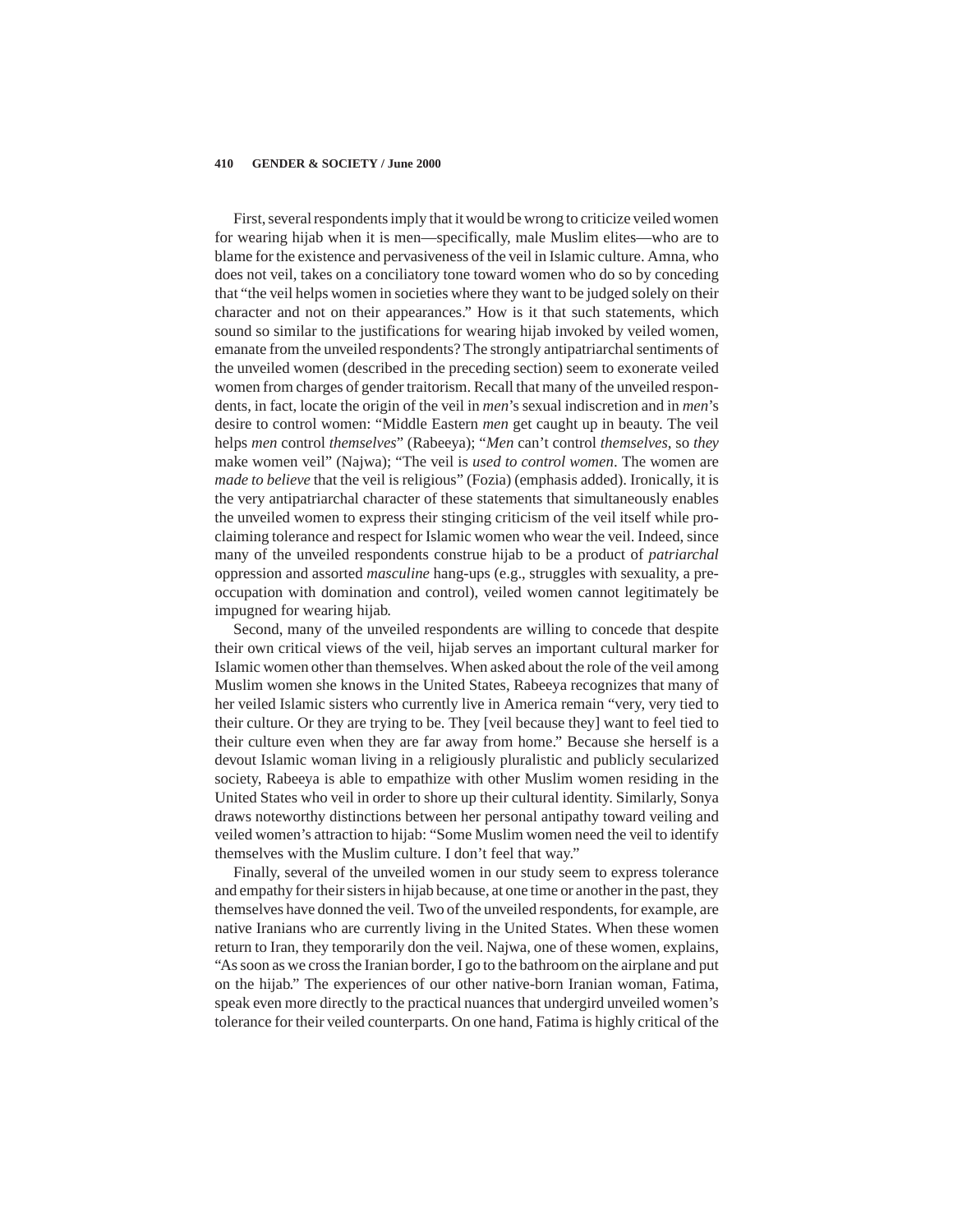First, several respondents imply that it would be wrong to criticize veiled women for wearing hijab when it is men—specifically, male Muslim elites—who are to blame for the existence and pervasiveness of the veil in Islamic culture. Amna, who does not veil, takes on a conciliatory tone toward women who do so by conceding that "the veil helps women in societies where they want to be judged solely on their character and not on their appearances." How is it that such statements, which sound so similar to the justifications for wearing hijab invoked by veiled women, emanate from the unveiled respondents? The strongly antipatriarchal sentiments of the unveiled women (described in the preceding section) seem to exonerate veiled women from charges of gender traitorism. Recall that many of the unveiled respondents, in fact, locate the origin of the veil in *men*'s sexual indiscretion and in *men*'s desire to control women: "Middle Eastern *men* get caught up in beauty. The veil helps *men* control *themselves*" (Rabeeya); "*Men* can't control *themselves*, so *they* make women veil" (Najwa); "The veil is *used to control women*. The women are *made to believe* that the veil is religious" (Fozia) (emphasis added). Ironically, it is the very antipatriarchal character of these statements that simultaneously enables the unveiled women to express their stinging criticism of the veil itself while proclaiming tolerance and respect for Islamic women who wear the veil. Indeed, since many of the unveiled respondents construe hijab to be a product of *patriarchal* oppression and assorted *masculine* hang-ups (e.g., struggles with sexuality, a preoccupation with domination and control), veiled women cannot legitimately be impugned for wearing hijab.

Second, many of the unveiled respondents are willing to concede that despite their own critical views of the veil, hijab serves an important cultural marker for Islamic women other than themselves. When asked about the role of the veil among Muslim women she knows in the United States, Rabeeya recognizes that many of her veiled Islamic sisters who currently live in America remain "very, very tied to their culture. Or they are trying to be. They [veil because they] want to feel tied to their culture even when they are far away from home." Because she herself is a devout Islamic woman living in a religiously pluralistic and publicly secularized society, Rabeeya is able to empathize with other Muslim women residing in the United States who veil in order to shore up their cultural identity. Similarly, Sonya draws noteworthy distinctions between her personal antipathy toward veiling and veiled women's attraction to hijab: "Some Muslim women need the veil to identify themselves with the Muslim culture. I don't feel that way."

Finally, several of the unveiled women in our study seem to express tolerance and empathy for their sisters in hijab because, at one time or another in the past, they themselves have donned the veil. Two of the unveiled respondents, for example, are native Iranians who are currently living in the United States. When these women return to Iran, they temporarily don the veil. Najwa, one of these women, explains, "As soon as we cross the Iranian border, I go to the bathroom on the airplane and put on the hijab." The experiences of our other native-born Iranian woman, Fatima, speak even more directly to the practical nuances that undergird unveiled women's tolerance for their veiled counterparts. On one hand, Fatima is highly critical of the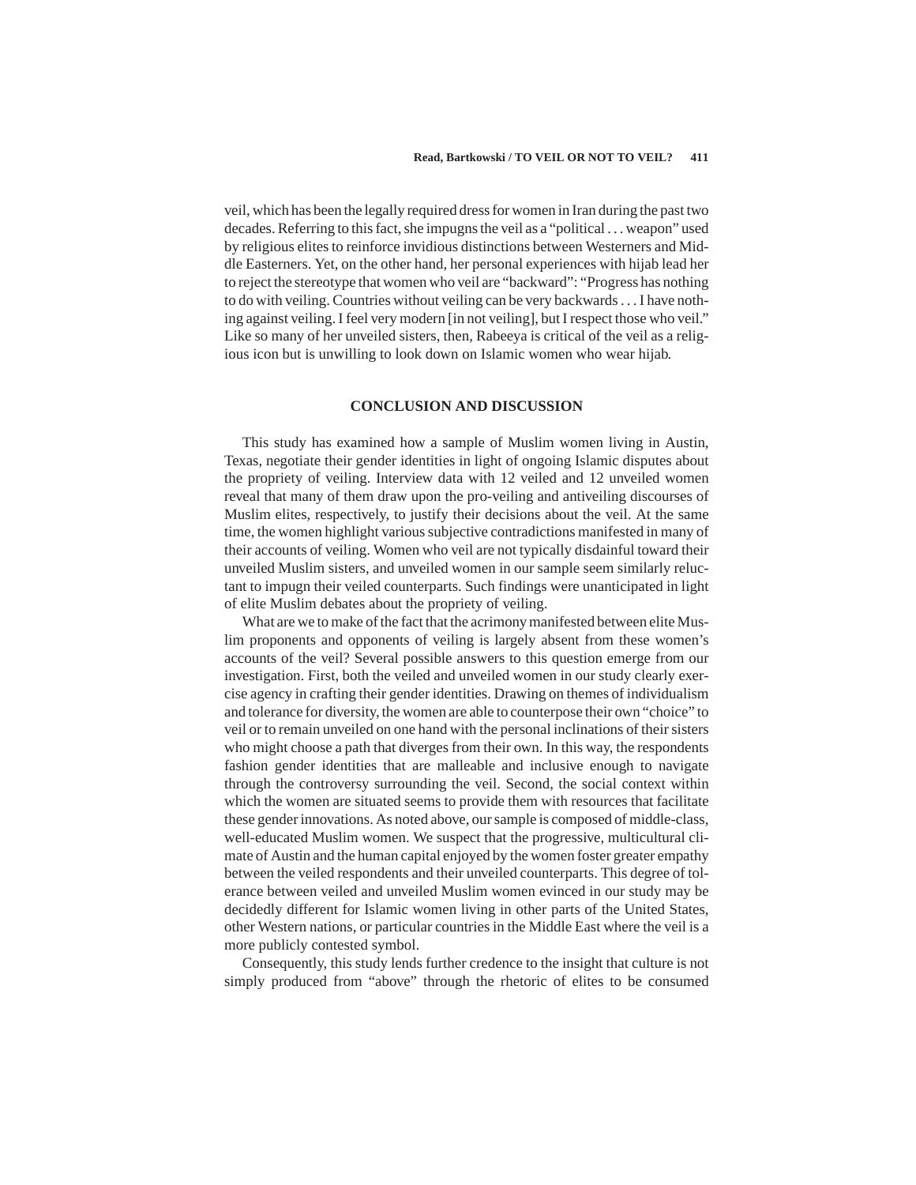veil, which has been the legally required dress for women in Iran during the past two decades. Referring to this fact, she impugns the veil as a "political . . . weapon" used by religious elites to reinforce invidious distinctions between Westerners and Middle Easterners. Yet, on the other hand, her personal experiences with hijab lead her to reject the stereotype that women who veil are "backward": "Progress has nothing to do with veiling. Countries without veiling can be very backwards . . . I have nothing against veiling. I feel very modern [in not veiling], but I respect those who veil." Like so many of her unveiled sisters, then, Rabeeya is critical of the veil as a religious icon but is unwilling to look down on Islamic women who wear hijab.

## CONCLUSION AND DISCUSSION

This study has examined how a sample of Muslim women living in Austin, Texas, negotiate their gender identities in light of ongoing Islamic disputes about the propriety of veiling. Interview data with 12 veiled and 12 unveiled women reveal that many of them draw upon the pro-veiling and antiveiling discourses of Muslim elites, respectively, to justify their decisions about the veil. At the same time, the women highlight various subjective contradictions manifested in many of their accounts of veiling. Women who veil are not typically disdainful toward their unveiled Muslim sisters, and unveiled women in our sample seem similarly reluctant to impugn their veiled counterparts. Such findings were unanticipated in light of elite Muslim debates about the propriety of veiling.

What are we to make of the fact that the acrimony manifested between elite Muslim proponents and opponents of veiling is largely absent from these women's accounts of the veil? Several possible answers to this question emerge from our investigation. First, both the veiled and unveiled women in our study clearly exercise agency in crafting their gender identities. Drawing on themes of individualism and tolerance for diversity, the women are able to counterpose their own "choice" to veil or to remain unveiled on one hand with the personal inclinations of their sisters who might choose a path that diverges from their own. In this way, the respondents fashion gender identities that are malleable and inclusive enough to navigate through the controversy surrounding the veil. Second, the social context within which the women are situated seems to provide them with resources that facilitate these gender innovations. As noted above, our sample is composed of middle-class, well-educated Muslim women. We suspect that the progressive, multicultural climate of Austin and the human capital enjoyed by the women foster greater empathy between the veiled respondents and their unveiled counterparts. This degree of tolerance between veiled and unveiled Muslim women evinced in our study may be decidedly different for Islamic women living in other parts of the United States, other Western nations, or particular countries in the Middle East where the veil is a more publicly contested symbol.

Consequently, this study lends further credence to the insight that culture is not simply produced from "above" through the rhetoric of elites to be consumed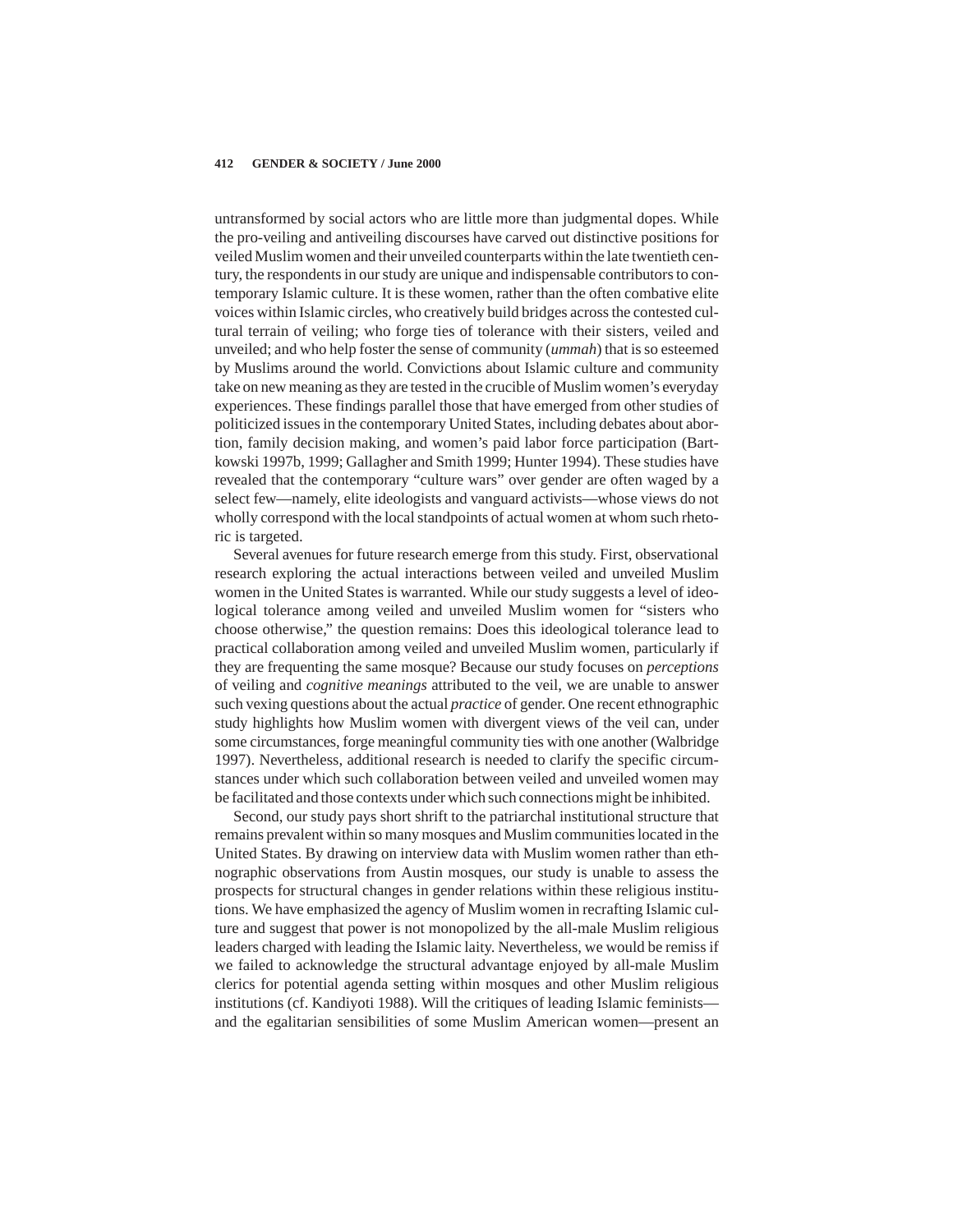untransformed by social actors who are little more than judgmental dopes. While the pro-veiling and antiveiling discourses have carved out distinctive positions for veiled Muslim women and their unveiled counterparts within the late twentieth century, the respondents in our study are unique and indispensable contributors to contemporary Islamic culture. It is these women, rather than the often combative elite voices within Islamic circles, who creatively build bridges across the contested cultural terrain of veiling; who forge ties of tolerance with their sisters, veiled and unveiled; and who help foster the sense of community (*ummah*) that is so esteemed by Muslims around the world. Convictions about Islamic culture and community take on new meaning as they are tested in the crucible of Muslim women's everyday experiences. These findings parallel those that have emerged from other studies of politicized issues in the contemporary United States, including debates about abortion, family decision making, and women's paid labor force participation (Bartkowski 1997b, 1999; Gallagher and Smith 1999; Hunter 1994). These studies have revealed that the contemporary "culture wars" over gender are often waged by a select few—namely, elite ideologists and vanguard activists—whose views do not wholly correspond with the local standpoints of actual women at whom such rhetoric is targeted.

Several avenues for future research emerge from this study. First, observational research exploring the actual interactions between veiled and unveiled Muslim women in the United States is warranted. While our study suggests a level of ideological tolerance among veiled and unveiled Muslim women for "sisters who choose otherwise," the question remains: Does this ideological tolerance lead to practical collaboration among veiled and unveiled Muslim women, particularly if they are frequenting the same mosque? Because our study focuses on *perceptions* of veiling and *cognitive meanings* attributed to the veil, we are unable to answer such vexing questions about the actual *practice* of gender. One recent ethnographic study highlights how Muslim women with divergent views of the veil can, under some circumstances, forge meaningful community ties with one another (Walbridge 1997). Nevertheless, additional research is needed to clarify the specific circumstances under which such collaboration between veiled and unveiled women may be facilitated and those contexts under which such connections might be inhibited.

Second, our study pays short shrift to the patriarchal institutional structure that remains prevalent within so many mosques and Muslim communities located in the United States. By drawing on interview data with Muslim women rather than ethnographic observations from Austin mosques, our study is unable to assess the prospects for structural changes in gender relations within these religious institutions. We have emphasized the agency of Muslim women in recrafting Islamic culture and suggest that power is not monopolized by the all-male Muslim religious leaders charged with leading the Islamic laity. Nevertheless, we would be remiss if we failed to acknowledge the structural advantage enjoyed by all-male Muslim clerics for potential agenda setting within mosques and other Muslim religious institutions (cf. Kandiyoti 1988). Will the critiques of leading Islamic feminists—and the egalitarian sensibilities of some Muslim American women—present an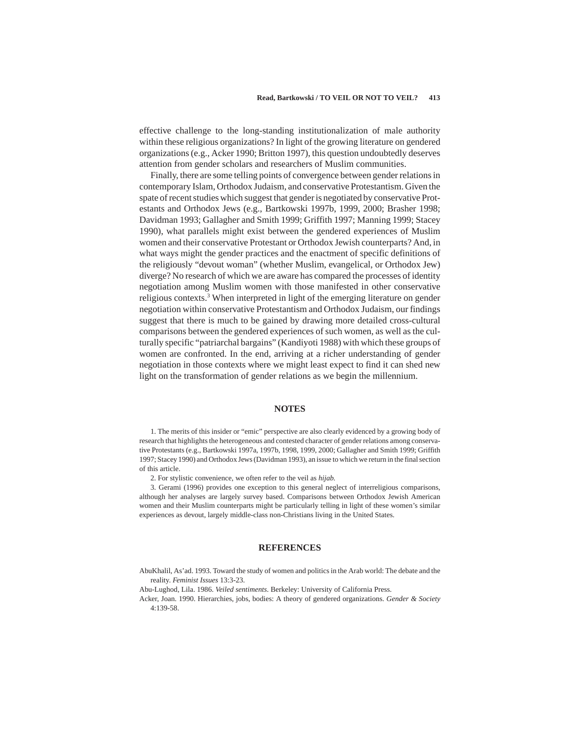effective challenge to the long-standing institutionalization of male authority within these religious organizations? In light of the growing literature on gendered organizations (e.g., Acker 1990; Britton 1997), this question undoubtedly deserves attention from gender scholars and researchers of Muslim communities.

Finally, there are some telling points of convergence between gender relations in contemporary Islam, Orthodox Judaism, and conservative Protestantism. Given the spate of recent studies which suggest that gender is negotiated by conservative Protestants and Orthodox Jews (e.g., Bartkowski 1997b, 1999, 2000; Brasher 1998; Davidman 1993; Gallagher and Smith 1999; Griffith 1997; Manning 1999; Stacey 1990), what parallels might exist between the gendered experiences of Muslim women and their conservative Protestant or Orthodox Jewish counterparts? And, in what ways might the gender practices and the enactment of specific definitions of the religiously "devout woman" (whether Muslim, evangelical, or Orthodox Jew) diverge? No research of which we are aware has compared the processes of identity negotiation among Muslim women with those manifested in other conservative religious contexts.[3] When interpreted in light of the emerging literature on gender negotiation within conservative Protestantism and Orthodox Judaism, our findings suggest that there is much to be gained by drawing more detailed cross-cultural comparisons between the gendered experiences of such women, as well as the culturally specific "patriarchal bargains" (Kandiyoti 1988) with which these groups of women are confronted. In the end, arriving at a richer understanding of gender negotiation in those contexts where we might least expect to find it can shed new light on the transformation of gender relations as we begin the millennium.

## NOTES

1. The merits of this insider or "emic" perspective are also clearly evidenced by a growing body of research that highlights the heterogeneous and contested character of gender relations among conservative Protestants (e.g., Bartkowski 1997a, 1997b, 1998, 1999, 2000; Gallagher and Smith 1999; Griffith 1997; Stacey 1990) and Orthodox Jews (Davidman 1993), an issue to which we return in the final section of this article.

2. For stylistic convenience, we often refer to the veil as *hijab.*

3. Gerami (1996) provides one exception to this general neglect of interreligious comparisons, although her analyses are largely survey based. Comparisons between Orthodox Jewish American women and their Muslim counterparts might be particularly telling in light of these women's similar experiences as devout, largely middle-class non-Christians living in the United States.

## REFERENCES

AbuKhalil, As'ad. 1993. Toward the study of women and politics in the Arab world: The debate and the reality. *Feminist Issues* 13:3-23.

Abu-Lughod, Lila. 1986. *Veiled sentiments*. Berkeley: University of California Press.

Acker, Joan. 1990. Hierarchies, jobs, bodies: A theory of gendered organizations. *Gender & Society* 4:139-58.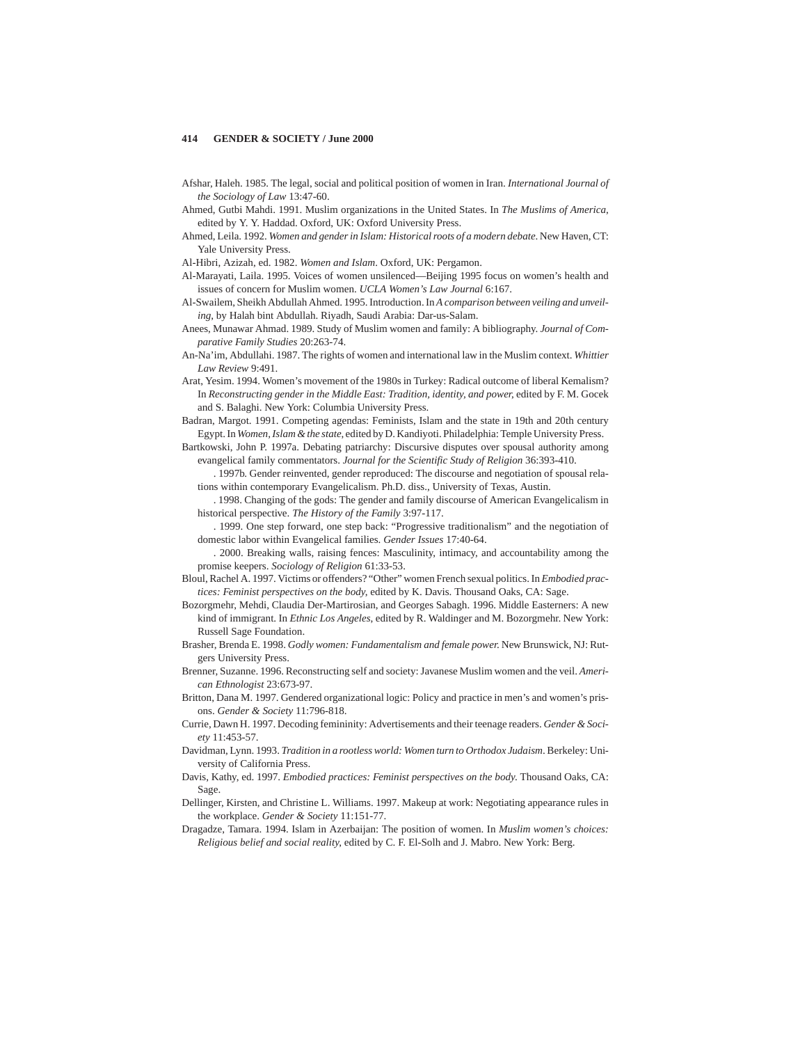Afshar, Haleh. 1985. The legal, social and political position of women in Iran. *International Journal of the Sociology of Law* 13:47-60.

Ahmed, Gutbi Mahdi. 1991. Muslim organizations in the United States. In *The Muslims of America*, edited by Y. Y. Haddad. Oxford, UK: Oxford University Press.

Ahmed, Leila. 1992. *Women and gender in Islam: Historical roots of a modern debate.* New Haven, CT: Yale University Press.

Al-Hibri, Azizah, ed. 1982. *Women and Islam*. Oxford, UK: Pergamon.

Al-Marayati, Laila. 1995. Voices of women unsilenced—Beijing 1995 focus on women's health and issues of concern for Muslim women. *UCLA Women's Law Journal* 6:167.

Al-Swailem, Sheikh Abdullah Ahmed. 1995. Introduction. In *A comparison between veiling and unveiling*, by Halah bint Abdullah. Riyadh, Saudi Arabia: Dar-us-Salam.

Anees, Munawar Ahmad. 1989. Study of Muslim women and family: A bibliography. *Journal of Comparative Family Studies* 20:263-74.

An-Na'im, Abdullahi. 1987. The rights of women and international law in the Muslim context. *Whittier Law Review* 9:491.

Arat, Yesim. 1994. Women's movement of the 1980s in Turkey: Radical outcome of liberal Kemalism? In *Reconstructing gender in the Middle East: Tradition, identity, and power*, edited by F. M. Gocek and S. Balaghi. New York: Columbia University Press.

Badran, Margot. 1991. Competing agendas: Feminists, Islam and the state in 19th and 20th century Egypt. In *Women, Islam & the state*, edited by D. Kandiyoti. Philadelphia: Temple University Press.

Bartkowski, John P. 1997a. Debating patriarchy: Discursive disputes over spousal authority among evangelical family commentators. *Journal for the Scientific Study of Religion* 36:393-410.

. 1997b. Gender reinvented, gender reproduced: The discourse and negotiation of spousal relations within contemporary Evangelicalism. Ph.D. diss., University of Texas, Austin.

. 1998. Changing of the gods: The gender and family discourse of American Evangelicalism in historical perspective. *The History of the Family* 3:97-117.

. 1999. One step forward, one step back: "Progressive traditionalism" and the negotiation of domestic labor within Evangelical families. *Gender Issues* 17:40-64.

. 2000. Breaking walls, raising fences: Masculinity, intimacy, and accountability among the promise keepers. *Sociology of Religion* 61:33-53.

Bloul, Rachel A. 1997. Victims or offenders? "Other" women French sexual politics. In *Embodied practices: Feminist perspectives on the body*, edited by K. Davis. Thousand Oaks, CA: Sage.

Bozorgmehr, Mehdi, Claudia Der-Martirosian, and Georges Sabagh. 1996. Middle Easterners: A new kind of immigrant. In *Ethnic Los Angeles*, edited by R. Waldinger and M. Bozorgmehr. New York: Russell Sage Foundation.

Brasher, Brenda E. 1998. *Godly women: Fundamentalism and female power.* New Brunswick, NJ: Rutgers University Press.

Brenner, Suzanne. 1996. Reconstructing self and society: Javanese Muslim women and the veil. *American Ethnologist* 23:673-97.

Britton, Dana M. 1997. Gendered organizational logic: Policy and practice in men's and women's prisons. *Gender & Society* 11:796-818.

Currie, Dawn H. 1997. Decoding femininity: Advertisements and their teenage readers. *Gender & Society* 11:453-57.

Davidman, Lynn. 1993. *Tradition in a rootless world: Women turn to Orthodox Judaism*. Berkeley: University of California Press.

Davis, Kathy, ed. 1997. *Embodied practices: Feminist perspectives on the body.* Thousand Oaks, CA: Sage.

Dellinger, Kirsten, and Christine L. Williams. 1997. Makeup at work: Negotiating appearance rules in the workplace. *Gender & Society* 11:151-77.

Dragadze, Tamara. 1994. Islam in Azerbaijan: The position of women. In *Muslim women's choices: Religious belief and social reality*, edited by C. F. El-Solh and J. Mabro. New York: Berg.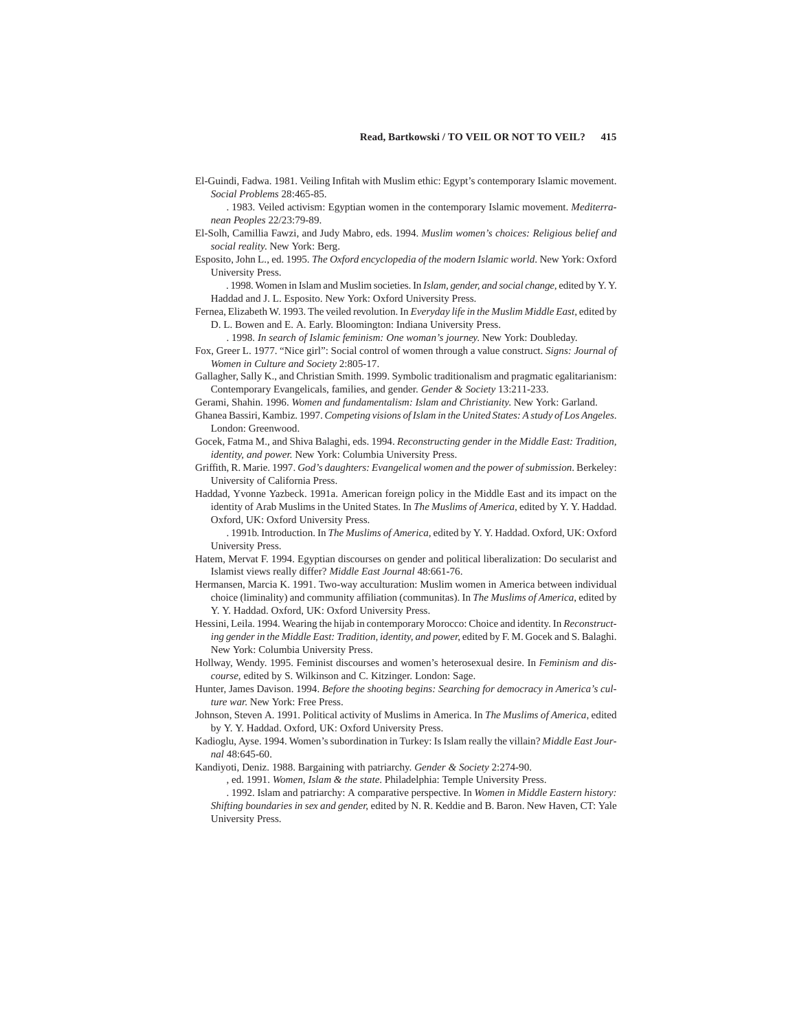El-Guindi, Fadwa. 1981. Veiling Infitah with Muslim ethic: Egypt's contemporary Islamic movement. *Social Problems* 28:465-85.

. 1983. Veiled activism: Egyptian women in the contemporary Islamic movement. *Mediterranean Peoples* 22/23:79-89.

El-Solh, Camillia Fawzi, and Judy Mabro, eds. 1994. *Muslim women's choices: Religious belief and social reality.* New York: Berg.

Esposito, John L., ed. 1995. *The Oxford encyclopedia of the modern Islamic world*. New York: Oxford University Press.

. 1998. Women in Islam and Muslim societies. In *Islam, gender, and social change,* edited by Y. Y. Haddad and J. L. Esposito. New York: Oxford University Press.

Fernea, Elizabeth W. 1993. The veiled revolution. In *Everyday life in the Muslim Middle East,* edited by D. L. Bowen and E. A. Early. Bloomington: Indiana University Press.

. 1998. *In search of Islamic feminism: One woman's journey.* New York: Doubleday.

Fox, Greer L. 1977. "Nice girl": Social control of women through a value construct. *Signs: Journal of Women in Culture and Society* 2:805-17.

Gallagher, Sally K., and Christian Smith. 1999. Symbolic traditionalism and pragmatic egalitarianism: Contemporary Evangelicals, families, and gender. *Gender & Society* 13:211-233.

Gerami, Shahin. 1996. *Women and fundamentalism: Islam and Christianity.* New York: Garland.

Ghanea Bassiri, Kambiz. 1997. *Competing visions of Islam in the United States: A study of Los Angeles.* London: Greenwood.

Gocek, Fatma M., and Shiva Balaghi, eds. 1994. *Reconstructing gender in the Middle East: Tradition, identity, and power.* New York: Columbia University Press.

Griffith, R. Marie. 1997. *God's daughters: Evangelical women and the power of submission*. Berkeley: University of California Press.

Haddad, Yvonne Yazbeck. 1991a. American foreign policy in the Middle East and its impact on the identity of Arab Muslims in the United States. In *The Muslims of America,* edited by Y. Y. Haddad. Oxford, UK: Oxford University Press.

. 1991b. Introduction. In *The Muslims of America,* edited by Y. Y. Haddad. Oxford, UK: Oxford University Press.

Hatem, Mervat F. 1994. Egyptian discourses on gender and political liberalization: Do secularist and Islamist views really differ? *Middle East Journal* 48:661-76.

Hermansen, Marcia K. 1991. Two-way acculturation: Muslim women in America between individual choice (liminality) and community affiliation (communitas). In *The Muslims of America,* edited by Y. Y. Haddad. Oxford, UK: Oxford University Press.

Hessini, Leila. 1994. Wearing the hijab in contemporary Morocco: Choice and identity. In *Reconstructing gender in the Middle East: Tradition, identity, and power,* edited by F. M. Gocek and S. Balaghi. New York: Columbia University Press.

Hollway, Wendy. 1995. Feminist discourses and women's heterosexual desire. In *Feminism and discourse,* edited by S. Wilkinson and C. Kitzinger. London: Sage.

Hunter, James Davison. 1994. *Before the shooting begins: Searching for democracy in America's culture war.* New York: Free Press.

Johnson, Steven A. 1991. Political activity of Muslims in America. In *The Muslims of America,* edited by Y. Y. Haddad. Oxford, UK: Oxford University Press.

Kadioglu, Ayse. 1994. Women's subordination in Turkey: Is Islam really the villain? *Middle East Journal* 48:645-60.

Kandiyoti, Deniz. 1988. Bargaining with patriarchy. *Gender & Society* 2:274-90.

, ed. 1991. *Women, Islam & the state*. Philadelphia: Temple University Press.

. 1992. Islam and patriarchy: A comparative perspective. In *Women in Middle Eastern history: Shifting boundaries in sex and gender,* edited by N. R. Keddie and B. Baron. New Haven, CT: Yale University Press.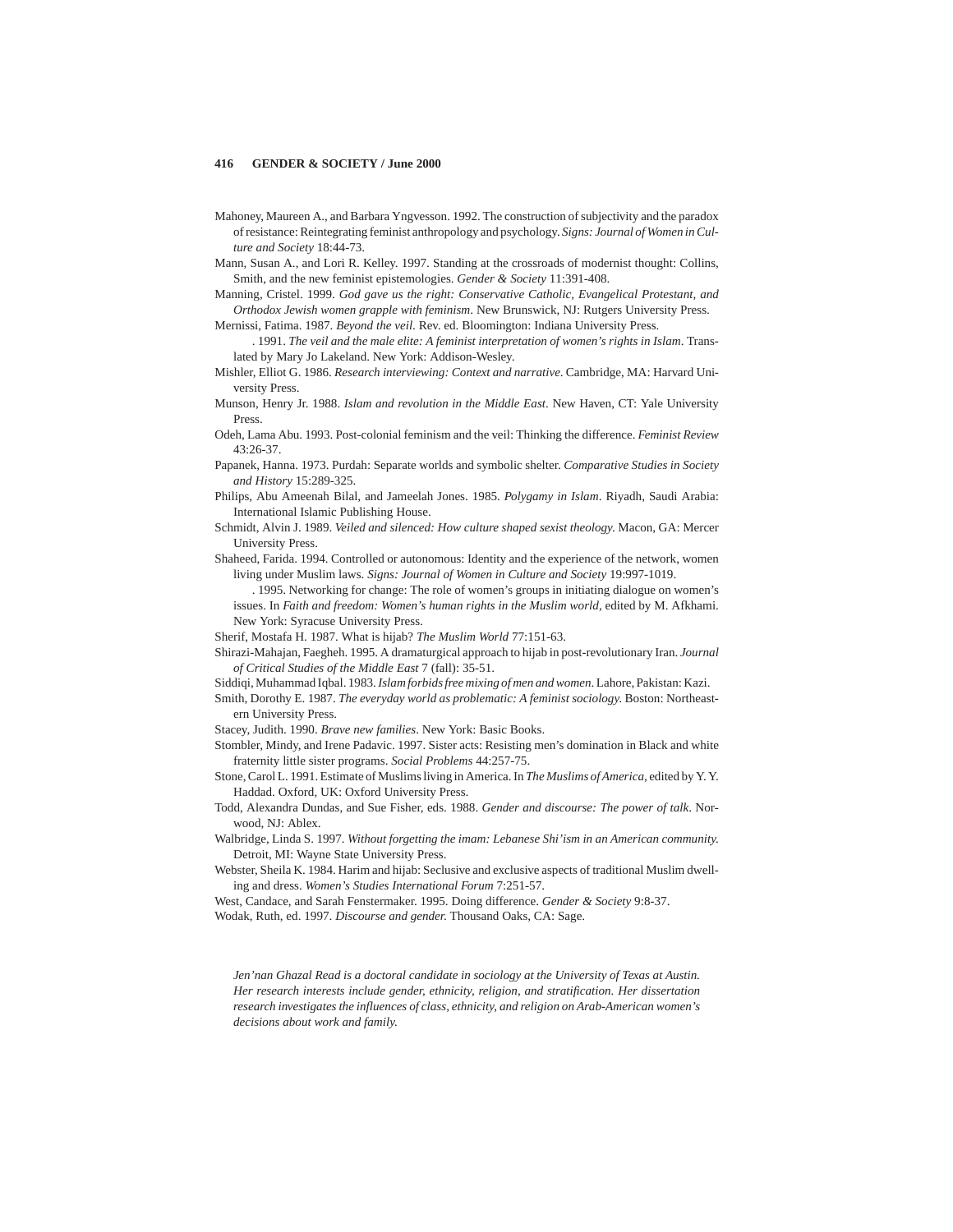Mahoney, Maureen A., and Barbara Yngvesson. 1992. The construction of subjectivity and the paradox of resistance: Reintegrating feminist anthropology and psychology. *Signs: Journal of Women in Culture and Society* 18:44-73.

Mann, Susan A., and Lori R. Kelley. 1997. Standing at the crossroads of modernist thought: Collins, Smith, and the new feminist epistemologies. *Gender & Society* 11:391-408.

Manning, Cristel. 1999. *God gave us the right: Conservative Catholic, Evangelical Protestant, and Orthodox Jewish women grapple with feminism*. New Brunswick, NJ: Rutgers University Press.

Mernissi, Fatima. 1987. *Beyond the veil*. Rev. ed. Bloomington: Indiana University Press.

———. 1991. *The veil and the male elite: A feminist interpretation of women's rights in Islam*. Translated by Mary Jo Lakeland. New York: Addison-Wesley.

Mishler, Elliot G. 1986. *Research interviewing: Context and narrative*. Cambridge, MA: Harvard University Press.

Munson, Henry Jr. 1988. *Islam and revolution in the Middle East*. New Haven, CT: Yale University Press.

Odeh, Lama Abu. 1993. Post-colonial feminism and the veil: Thinking the difference. *Feminist Review* 43:26-37.

Papanek, Hanna. 1973. Purdah: Separate worlds and symbolic shelter. *Comparative Studies in Society and History* 15:289-325.

Philips, Abu Ameenah Bilal, and Jameelah Jones. 1985. *Polygamy in Islam*. Riyadh, Saudi Arabia: International Islamic Publishing House.

Schmidt, Alvin J. 1989. *Veiled and silenced: How culture shaped sexist theology.* Macon, GA: Mercer University Press.

Shaheed, Farida. 1994. Controlled or autonomous: Identity and the experience of the network, women living under Muslim laws. *Signs: Journal of Women in Culture and Society* 19:997-1019.

———. 1995. Networking for change: The role of women's groups in initiating dialogue on women's issues. In *Faith and freedom: Women's human rights in the Muslim world*, edited by M. Afkhami. New York: Syracuse University Press.

Sherif, Mostafa H. 1987. What is hijab? *The Muslim World* 77:151-63.

Shirazi-Mahajan, Faegheh. 1995. A dramaturgical approach to hijab in post-revolutionary Iran. *Journal of Critical Studies of the Middle East* 7 (fall): 35-51.

Siddiqi, Muhammad Iqbal. 1983. *Islam forbids free mixing of men and women*. Lahore, Pakistan: Kazi.

Smith, Dorothy E. 1987. *The everyday world as problematic: A feminist sociology.* Boston: Northeastern University Press.

Stacey, Judith. 1990. *Brave new families*. New York: Basic Books.

Stombler, Mindy, and Irene Padavic. 1997. Sister acts: Resisting men's domination in Black and white fraternity little sister programs. *Social Problems* 44:257-75.

Stone, Carol L. 1991. Estimate of Muslims living in America. In *The Muslims of America*, edited by Y. Y. Haddad. Oxford, UK: Oxford University Press.

Todd, Alexandra Dundas, and Sue Fisher, eds. 1988. *Gender and discourse: The power of talk*. Norwood, NJ: Ablex.

Walbridge, Linda S. 1997. *Without forgetting the imam: Lebanese Shi'ism in an American community.* Detroit, MI: Wayne State University Press.

Webster, Sheila K. 1984. Harim and hijab: Seclusive and exclusive aspects of traditional Muslim dwelling and dress. *Women's Studies International Forum* 7:251-57.

West, Candace, and Sarah Fenstermaker. 1995. Doing difference. *Gender & Society* 9:8-37.

Wodak, Ruth, ed. 1997. *Discourse and gender.* Thousand Oaks, CA: Sage.

*Jen'nan Ghazal Read is a doctoral candidate in sociology at the University of Texas at Austin. Her research interests include gender, ethnicity, religion, and stratification. Her dissertation research investigates the influences of class, ethnicity, and religion on Arab-American women's decisions about work and family.*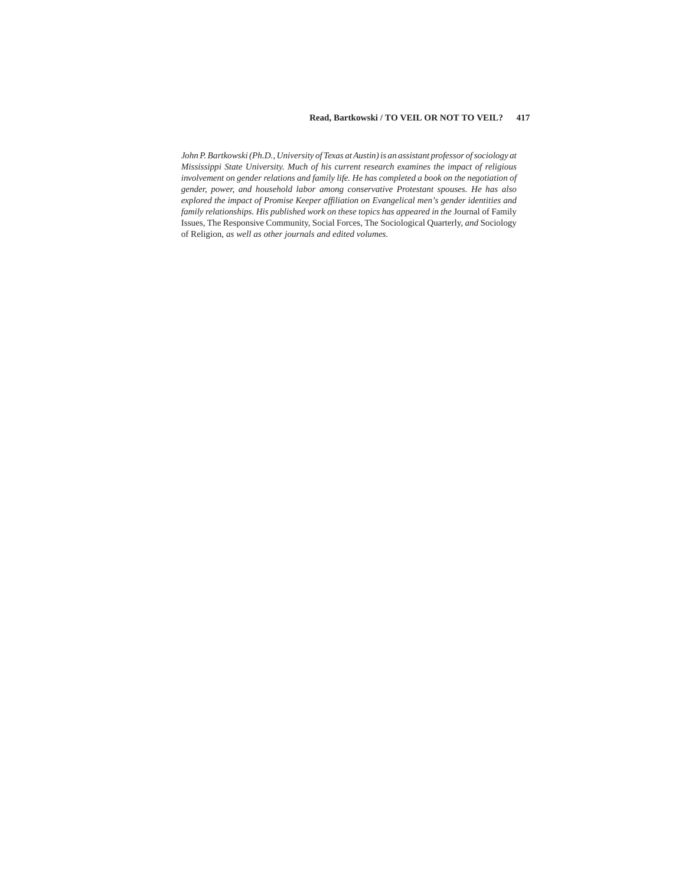*John P. Bartkowski (Ph.D., University of Texas at Austin) is an assistant professor of sociology at Mississippi State University. Much of his current research examines the impact of religious involvement on gender relations and family life. He has completed a book on the negotiation of gender, power, and household labor among conservative Protestant spouses. He has also explored the impact of Promise Keeper affiliation on Evangelical men's gender identities and family relationships. His published work on these topics has appeared in the* Journal of Family Issues, The Responsive Community, Social Forces, The Sociological Quarterly, *and* Sociology of Religion, *as well as other journals and edited volumes.*